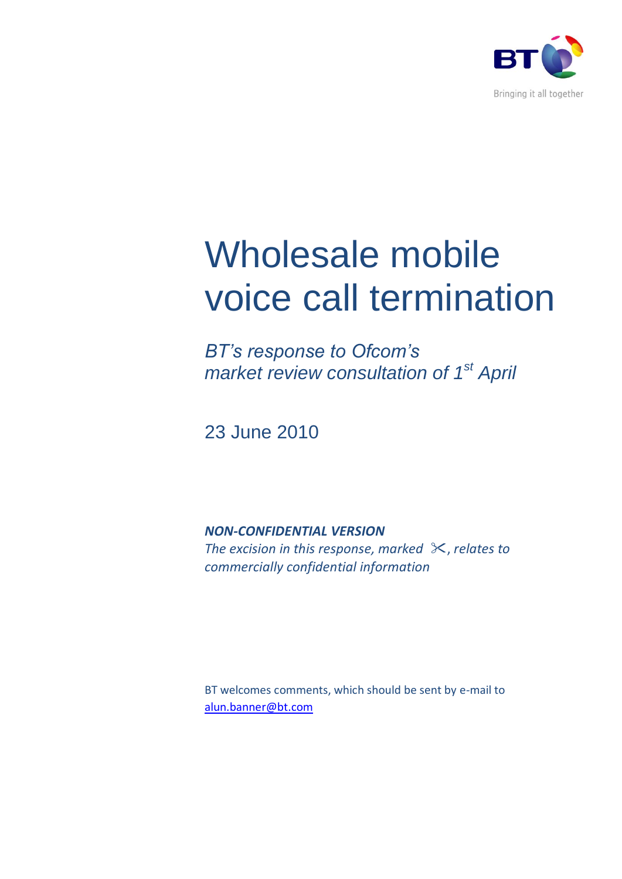BT

Bringing it all together

# Wholesale mobile voice call termination

*BT's response to Ofcom's market review consultation of 1st April*

23 June 2010

***NON-CONFIDENTIAL VERSION***

*The excision in this response, marked ✂, relates to commercially confidential information*

BT welcomes comments, which should be sent by e-mail to alun.banner@bt.com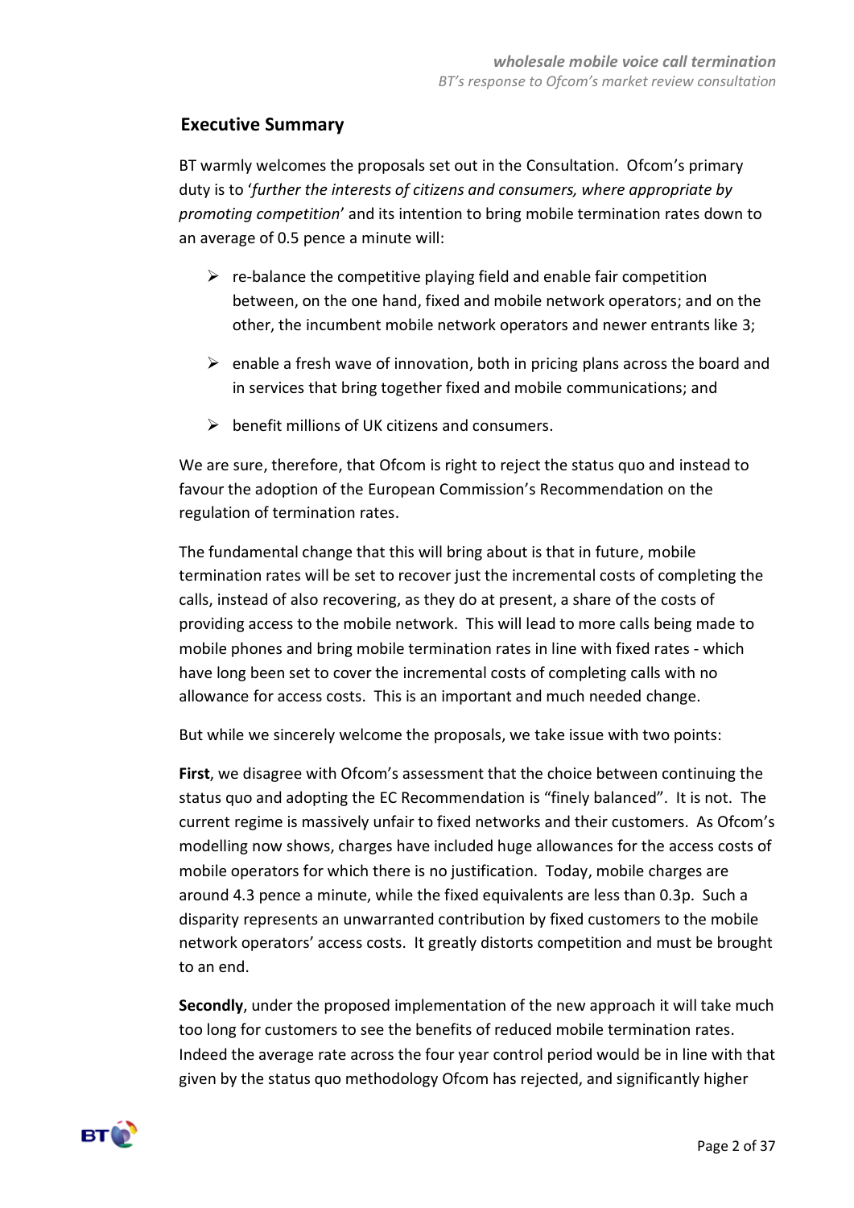## Executive Summary

BT warmly welcomes the proposals set out in the Consultation. Ofcom's primary duty is to '*further the interests of citizens and consumers, where appropriate by promoting competition*' and its intention to bring mobile termination rates down to an average of 0.5 pence a minute will:

- re-balance the competitive playing field and enable fair competition between, on the one hand, fixed and mobile network operators; and on the other, the incumbent mobile network operators and newer entrants like 3;
- enable a fresh wave of innovation, both in pricing plans across the board and in services that bring together fixed and mobile communications; and
- benefit millions of UK citizens and consumers.

We are sure, therefore, that Ofcom is right to reject the status quo and instead to favour the adoption of the European Commission's Recommendation on the regulation of termination rates.

The fundamental change that this will bring about is that in future, mobile termination rates will be set to recover just the incremental costs of completing the calls, instead of also recovering, as they do at present, a share of the costs of providing access to the mobile network. This will lead to more calls being made to mobile phones and bring mobile termination rates in line with fixed rates - which have long been set to cover the incremental costs of completing calls with no allowance for access costs. This is an important and much needed change.

But while we sincerely welcome the proposals, we take issue with two points:

**First**, we disagree with Ofcom's assessment that the choice between continuing the status quo and adopting the EC Recommendation is "finely balanced". It is not. The current regime is massively unfair to fixed networks and their customers. As Ofcom's modelling now shows, charges have included huge allowances for the access costs of mobile operators for which there is no justification. Today, mobile charges are around 4.3 pence a minute, while the fixed equivalents are less than 0.3p. Such a disparity represents an unwarranted contribution by fixed customers to the mobile network operators' access costs. It greatly distorts competition and must be brought to an end.

**Secondly**, under the proposed implementation of the new approach it will take much too long for customers to see the benefits of reduced mobile termination rates. Indeed the average rate across the four year control period would be in line with that given by the status quo methodology Ofcom has rejected, and significantly higher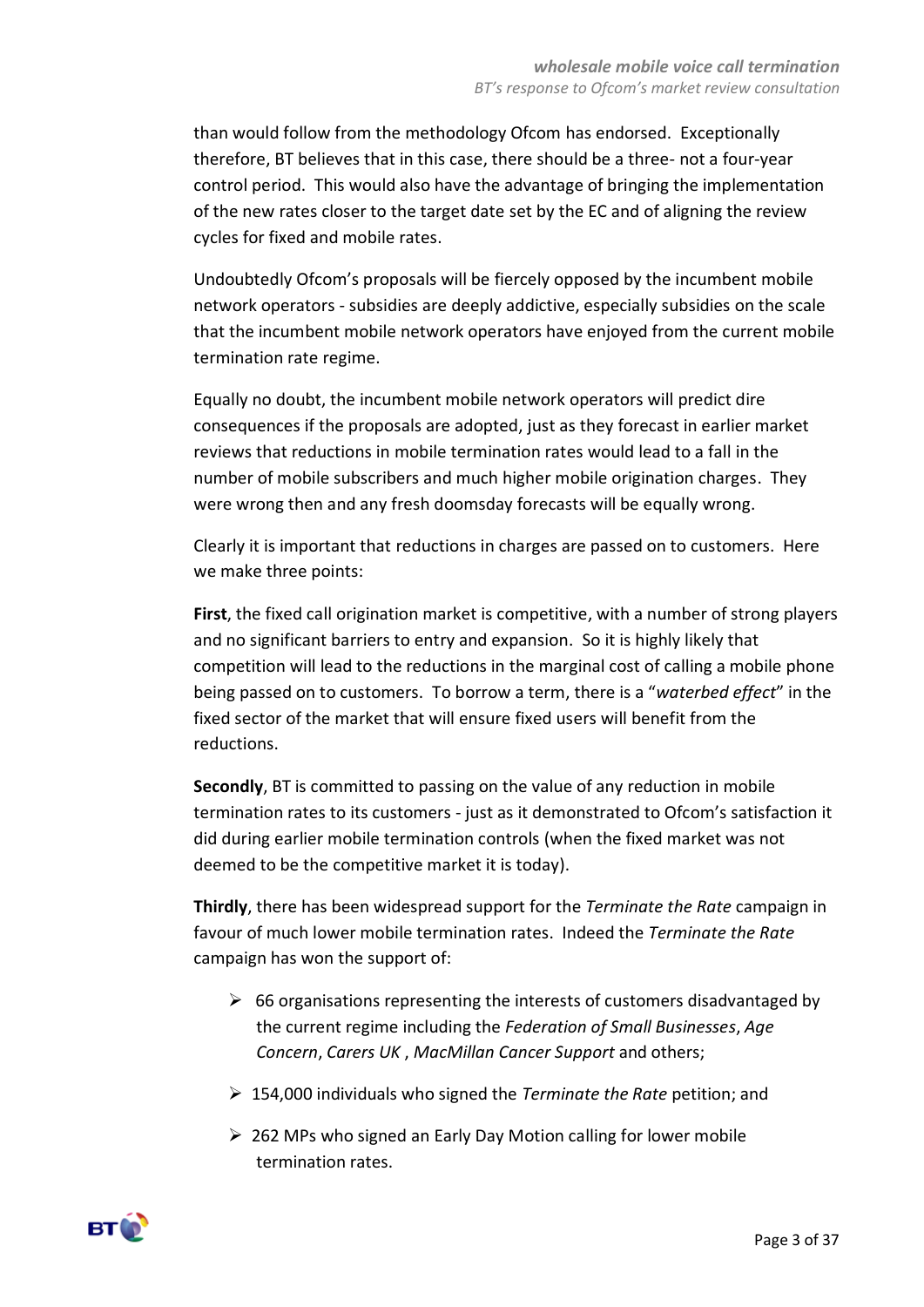than would follow from the methodology Ofcom has endorsed. Exceptionally therefore, BT believes that in this case, there should be a three- not a four-year control period. This would also have the advantage of bringing the implementation of the new rates closer to the target date set by the EC and of aligning the review cycles for fixed and mobile rates.

Undoubtedly Ofcom's proposals will be fiercely opposed by the incumbent mobile network operators - subsidies are deeply addictive, especially subsidies on the scale that the incumbent mobile network operators have enjoyed from the current mobile termination rate regime.

Equally no doubt, the incumbent mobile network operators will predict dire consequences if the proposals are adopted, just as they forecast in earlier market reviews that reductions in mobile termination rates would lead to a fall in the number of mobile subscribers and much higher mobile origination charges. They were wrong then and any fresh doomsday forecasts will be equally wrong.

Clearly it is important that reductions in charges are passed on to customers. Here we make three points:

**First**, the fixed call origination market is competitive, with a number of strong players and no significant barriers to entry and expansion. So it is highly likely that competition will lead to the reductions in the marginal cost of calling a mobile phone being passed on to customers. To borrow a term, there is a "*waterbed effect*" in the fixed sector of the market that will ensure fixed users will benefit from the reductions.

**Secondly**, BT is committed to passing on the value of any reduction in mobile termination rates to its customers - just as it demonstrated to Ofcom's satisfaction it did during earlier mobile termination controls (when the fixed market was not deemed to be the competitive market it is today).

**Thirdly**, there has been widespread support for the *Terminate the Rate* campaign in favour of much lower mobile termination rates. Indeed the *Terminate the Rate* campaign has won the support of:

- 66 organisations representing the interests of customers disadvantaged by the current regime including the *Federation of Small Businesses*, *Age Concern*, *Carers UK* , *MacMillan Cancer Support* and others;
- 154,000 individuals who signed the *Terminate the Rate* petition; and
- 262 MPs who signed an Early Day Motion calling for lower mobile termination rates.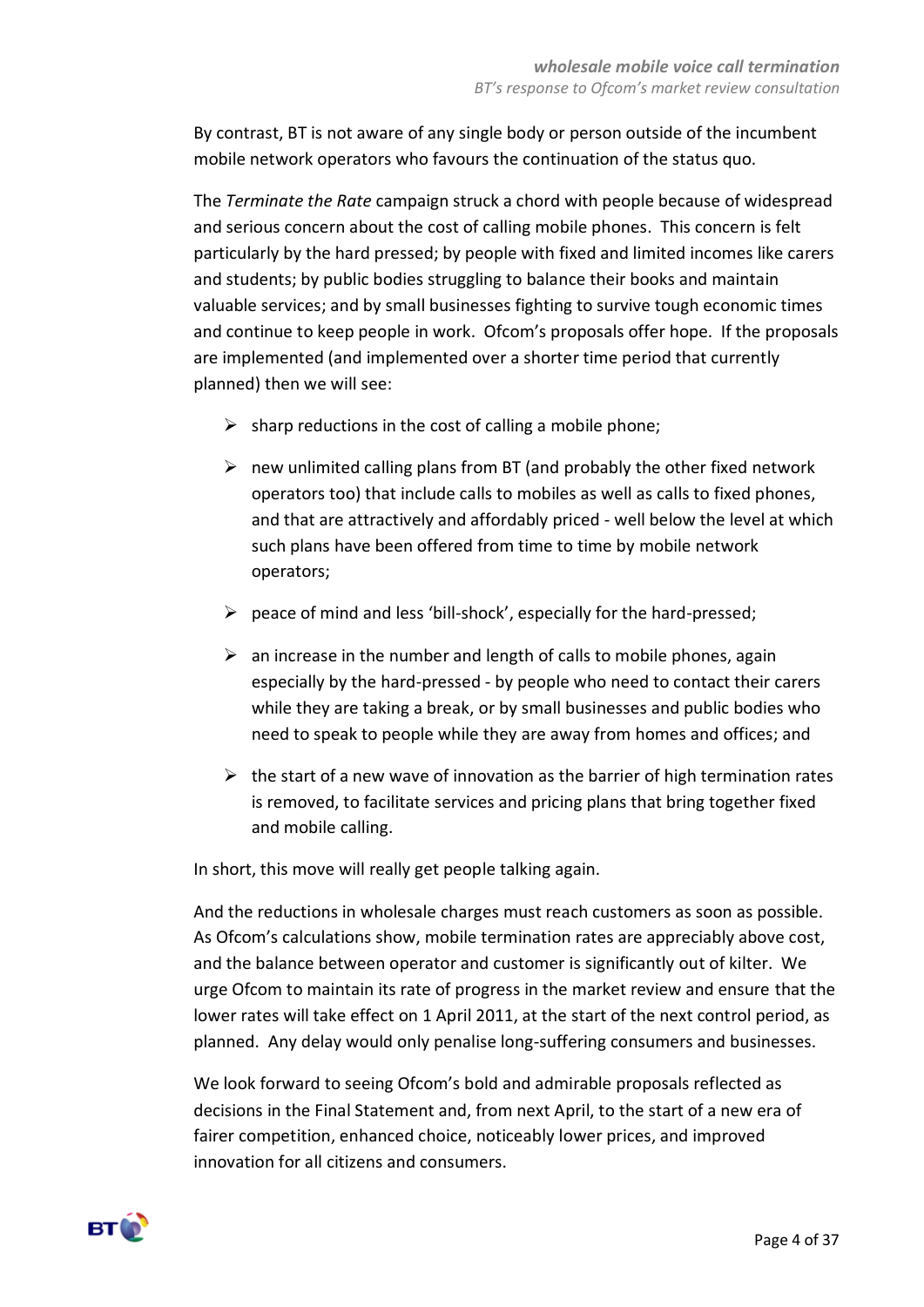By contrast, BT is not aware of any single body or person outside of the incumbent mobile network operators who favours the continuation of the status quo.

The *Terminate the Rate* campaign struck a chord with people because of widespread and serious concern about the cost of calling mobile phones. This concern is felt particularly by the hard pressed; by people with fixed and limited incomes like carers and students; by public bodies struggling to balance their books and maintain valuable services; and by small businesses fighting to survive tough economic times and continue to keep people in work. Ofcom's proposals offer hope. If the proposals are implemented (and implemented over a shorter time period that currently planned) then we will see:

- sharp reductions in the cost of calling a mobile phone;
- new unlimited calling plans from BT (and probably the other fixed network operators too) that include calls to mobiles as well as calls to fixed phones, and that are attractively and affordably priced - well below the level at which such plans have been offered from time to time by mobile network operators;
- peace of mind and less 'bill-shock', especially for the hard-pressed;
- an increase in the number and length of calls to mobile phones, again especially by the hard-pressed - by people who need to contact their carers while they are taking a break, or by small businesses and public bodies who need to speak to people while they are away from homes and offices; and
- the start of a new wave of innovation as the barrier of high termination rates is removed, to facilitate services and pricing plans that bring together fixed and mobile calling.

In short, this move will really get people talking again.

And the reductions in wholesale charges must reach customers as soon as possible. As Ofcom's calculations show, mobile termination rates are appreciably above cost, and the balance between operator and customer is significantly out of kilter. We urge Ofcom to maintain its rate of progress in the market review and ensure that the lower rates will take effect on 1 April 2011, at the start of the next control period, as planned. Any delay would only penalise long-suffering consumers and businesses.

We look forward to seeing Ofcom's bold and admirable proposals reflected as decisions in the Final Statement and, from next April, to the start of a new era of fairer competition, enhanced choice, noticeably lower prices, and improved innovation for all citizens and consumers.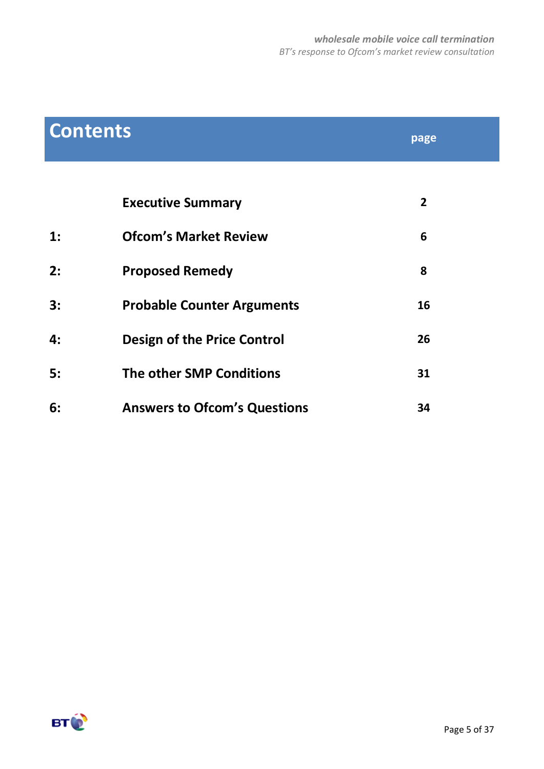# Contents

| | | page |
|---|---|---|
| | **Executive Summary** | **2** |
| **1:** | **Ofcom's Market Review** | **6** |
| **2:** | **Proposed Remedy** | **8** |
| **3:** | **Probable Counter Arguments** | **16** |
| **4:** | **Design of the Price Control** | **26** |
| **5:** | **The other SMP Conditions** | **31** |
| **6:** | **Answers to Ofcom's Questions** | **34** |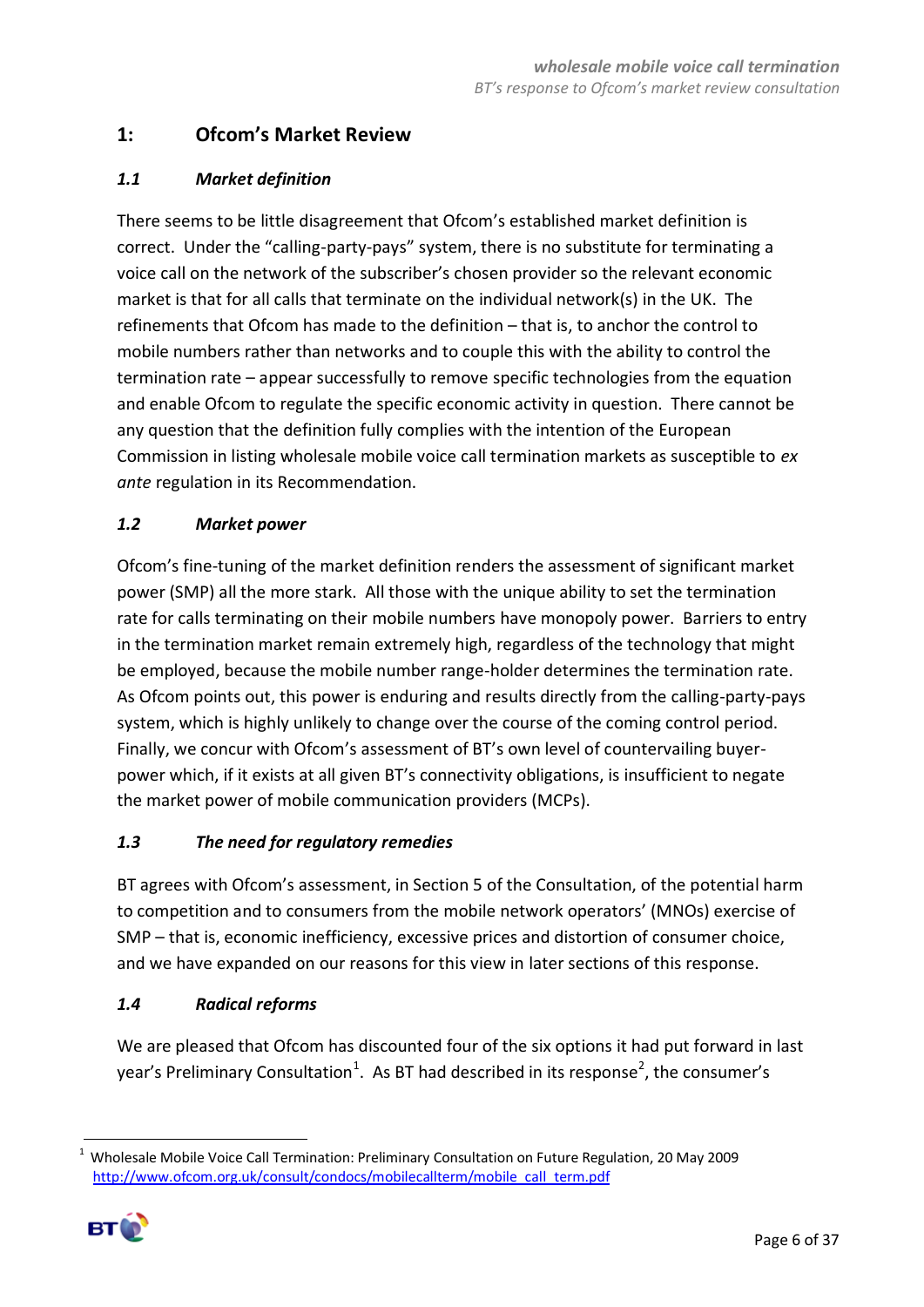## 1: Ofcom's Market Review

### *1.1 Market definition*

There seems to be little disagreement that Ofcom's established market definition is correct. Under the "calling-party-pays" system, there is no substitute for terminating a voice call on the network of the subscriber's chosen provider so the relevant economic market is that for all calls that terminate on the individual network(s) in the UK. The refinements that Ofcom has made to the definition – that is, to anchor the control to mobile numbers rather than networks and to couple this with the ability to control the termination rate – appear successfully to remove specific technologies from the equation and enable Ofcom to regulate the specific economic activity in question. There cannot be any question that the definition fully complies with the intention of the European Commission in listing wholesale mobile voice call termination markets as susceptible to *ex ante* regulation in its Recommendation.

### *1.2 Market power*

Ofcom's fine-tuning of the market definition renders the assessment of significant market power (SMP) all the more stark. All those with the unique ability to set the termination rate for calls terminating on their mobile numbers have monopoly power. Barriers to entry in the termination market remain extremely high, regardless of the technology that might be employed, because the mobile number range-holder determines the termination rate. As Ofcom points out, this power is enduring and results directly from the calling-party-pays system, which is highly unlikely to change over the course of the coming control period. Finally, we concur with Ofcom's assessment of BT's own level of countervailing buyer-power which, if it exists at all given BT's connectivity obligations, is insufficient to negate the market power of mobile communication providers (MCPs).

### *1.3 The need for regulatory remedies*

BT agrees with Ofcom's assessment, in Section 5 of the Consultation, of the potential harm to competition and to consumers from the mobile network operators' (MNOs) exercise of SMP – that is, economic inefficiency, excessive prices and distortion of consumer choice, and we have expanded on our reasons for this view in later sections of this response.

### *1.4 Radical reforms*

We are pleased that Ofcom has discounted four of the six options it had put forward in last year's Preliminary Consultation[1]. As BT had described in its response[2], the consumer's

[1] Wholesale Mobile Voice Call Termination: Preliminary Consultation on Future Regulation, 20 May 2009 http://www.ofcom.org.uk/consult/condocs/mobilecallterm/mobile_call_term.pdf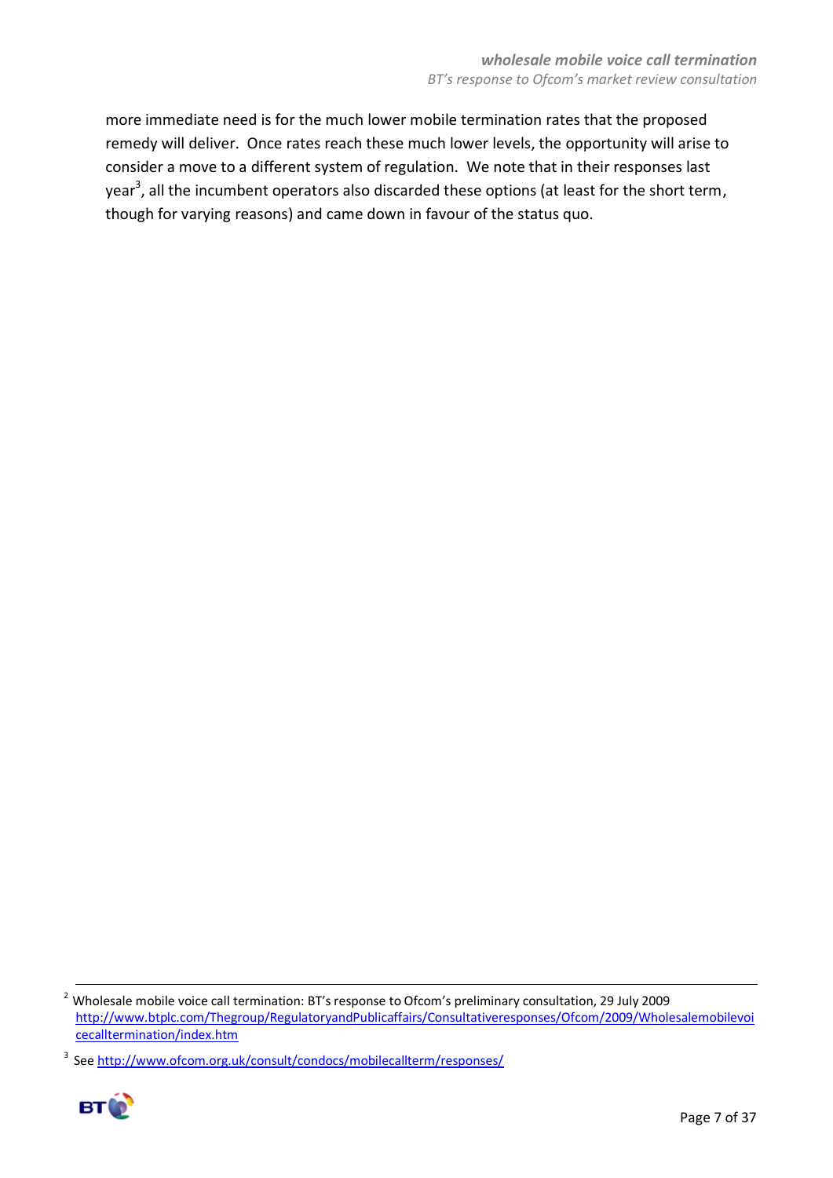more immediate need is for the much lower mobile termination rates that the proposed remedy will deliver. Once rates reach these much lower levels, the opportunity will arise to consider a move to a different system of regulation. We note that in their responses last year[3], all the incumbent operators also discarded these options (at least for the short term, though for varying reasons) and came down in favour of the status quo.

---

[2] Wholesale mobile voice call termination: BT's response to Ofcom's preliminary consultation, 29 July 2009 http://www.btplc.com/Thegroup/RegulatoryandPublicaffairs/Consultativeresponses/Ofcom/2009/Wholesalemobilevoicecalltermination/index.htm

[3] See http://www.ofcom.org.uk/consult/condocs/mobilecallterm/responses/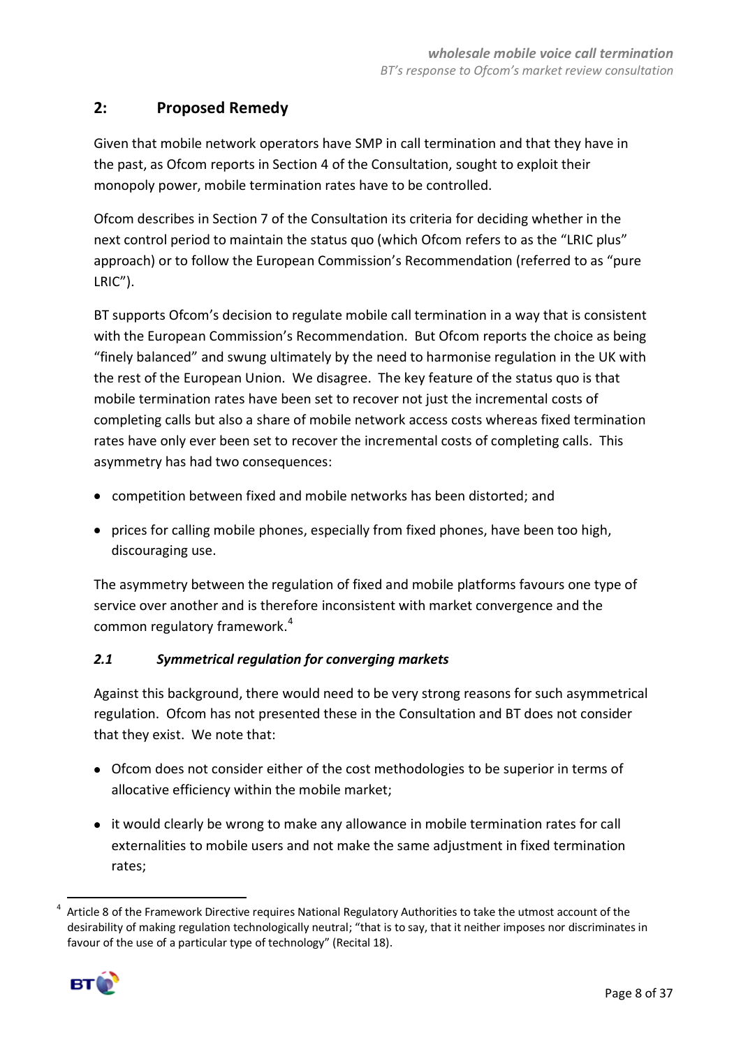## 2: Proposed Remedy

Given that mobile network operators have SMP in call termination and that they have in the past, as Ofcom reports in Section 4 of the Consultation, sought to exploit their monopoly power, mobile termination rates have to be controlled.

Ofcom describes in Section 7 of the Consultation its criteria for deciding whether in the next control period to maintain the status quo (which Ofcom refers to as the "LRIC plus" approach) or to follow the European Commission's Recommendation (referred to as "pure LRIC").

BT supports Ofcom's decision to regulate mobile call termination in a way that is consistent with the European Commission's Recommendation. But Ofcom reports the choice as being "finely balanced" and swung ultimately by the need to harmonise regulation in the UK with the rest of the European Union. We disagree. The key feature of the status quo is that mobile termination rates have been set to recover not just the incremental costs of completing calls but also a share of mobile network access costs whereas fixed termination rates have only ever been set to recover the incremental costs of completing calls. This asymmetry has had two consequences:

- competition between fixed and mobile networks has been distorted; and
- prices for calling mobile phones, especially from fixed phones, have been too high, discouraging use.

The asymmetry between the regulation of fixed and mobile platforms favours one type of service over another and is therefore inconsistent with market convergence and the common regulatory framework.[4]

### *2.1 Symmetrical regulation for converging markets*

Against this background, there would need to be very strong reasons for such asymmetrical regulation. Ofcom has not presented these in the Consultation and BT does not consider that they exist. We note that:

- Ofcom does not consider either of the cost methodologies to be superior in terms of allocative efficiency within the mobile market;
- it would clearly be wrong to make any allowance in mobile termination rates for call externalities to mobile users and not make the same adjustment in fixed termination rates;

[4] Article 8 of the Framework Directive requires National Regulatory Authorities to take the utmost account of the desirability of making regulation technologically neutral; "that is to say, that it neither imposes nor discriminates in favour of the use of a particular type of technology" (Recital 18).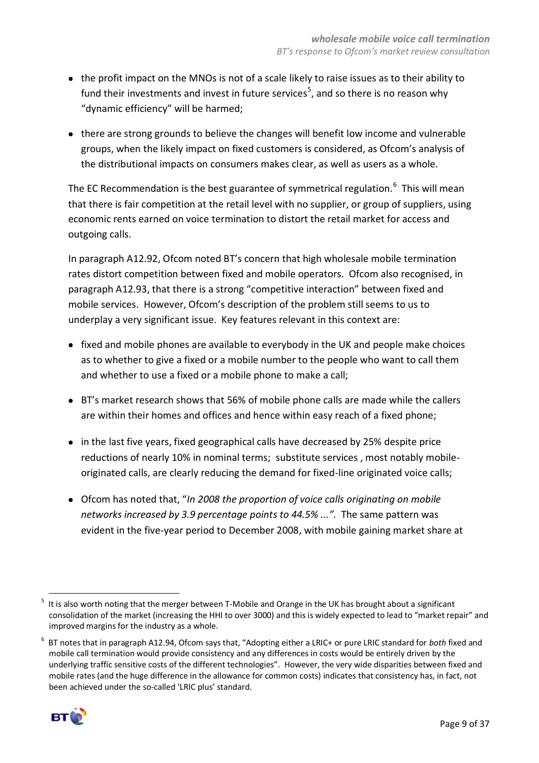- the profit impact on the MNOs is not of a scale likely to raise issues as to their ability to fund their investments and invest in future services[5], and so there is no reason why "dynamic efficiency" will be harmed;
- there are strong grounds to believe the changes will benefit low income and vulnerable groups, when the likely impact on fixed customers is considered, as Ofcom's analysis of the distributional impacts on consumers makes clear, as well as users as a whole.

The EC Recommendation is the best guarantee of symmetrical regulation.[6] This will mean that there is fair competition at the retail level with no supplier, or group of suppliers, using economic rents earned on voice termination to distort the retail market for access and outgoing calls.

In paragraph A12.92, Ofcom noted BT's concern that high wholesale mobile termination rates distort competition between fixed and mobile operators. Ofcom also recognised, in paragraph A12.93, that there is a strong "competitive interaction" between fixed and mobile services. However, Ofcom's description of the problem still seems to us to underplay a very significant issue. Key features relevant in this context are:

- fixed and mobile phones are available to everybody in the UK and people make choices as to whether to give a fixed or a mobile number to the people who want to call them and whether to use a fixed or a mobile phone to make a call;
- BT's market research shows that 56% of mobile phone calls are made while the callers are within their homes and offices and hence within easy reach of a fixed phone;
- in the last five years, fixed geographical calls have decreased by 25% despite price reductions of nearly 10% in nominal terms; substitute services , most notably mobile-originated calls, are clearly reducing the demand for fixed-line originated voice calls;
- Ofcom has noted that, "*In 2008 the proportion of voice calls originating on mobile networks increased by 3.9 percentage points to 44.5% ...".* The same pattern was evident in the five-year period to December 2008, with mobile gaining market share at

---

[5] It is also worth noting that the merger between T-Mobile and Orange in the UK has brought about a significant consolidation of the market (increasing the HHI to over 3000) and this is widely expected to lead to "market repair" and improved margins for the industry as a whole.

[6] BT notes that in paragraph A12.94, Ofcom says that, "Adopting either a LRIC+ or pure LRIC standard for *both* fixed and mobile call termination would provide consistency and any differences in costs would be entirely driven by the underlying traffic sensitive costs of the different technologies". However, the very wide disparities between fixed and mobile rates (and the huge difference in the allowance for common costs) indicates that consistency has, in fact, not been achieved under the so-called 'LRIC plus' standard.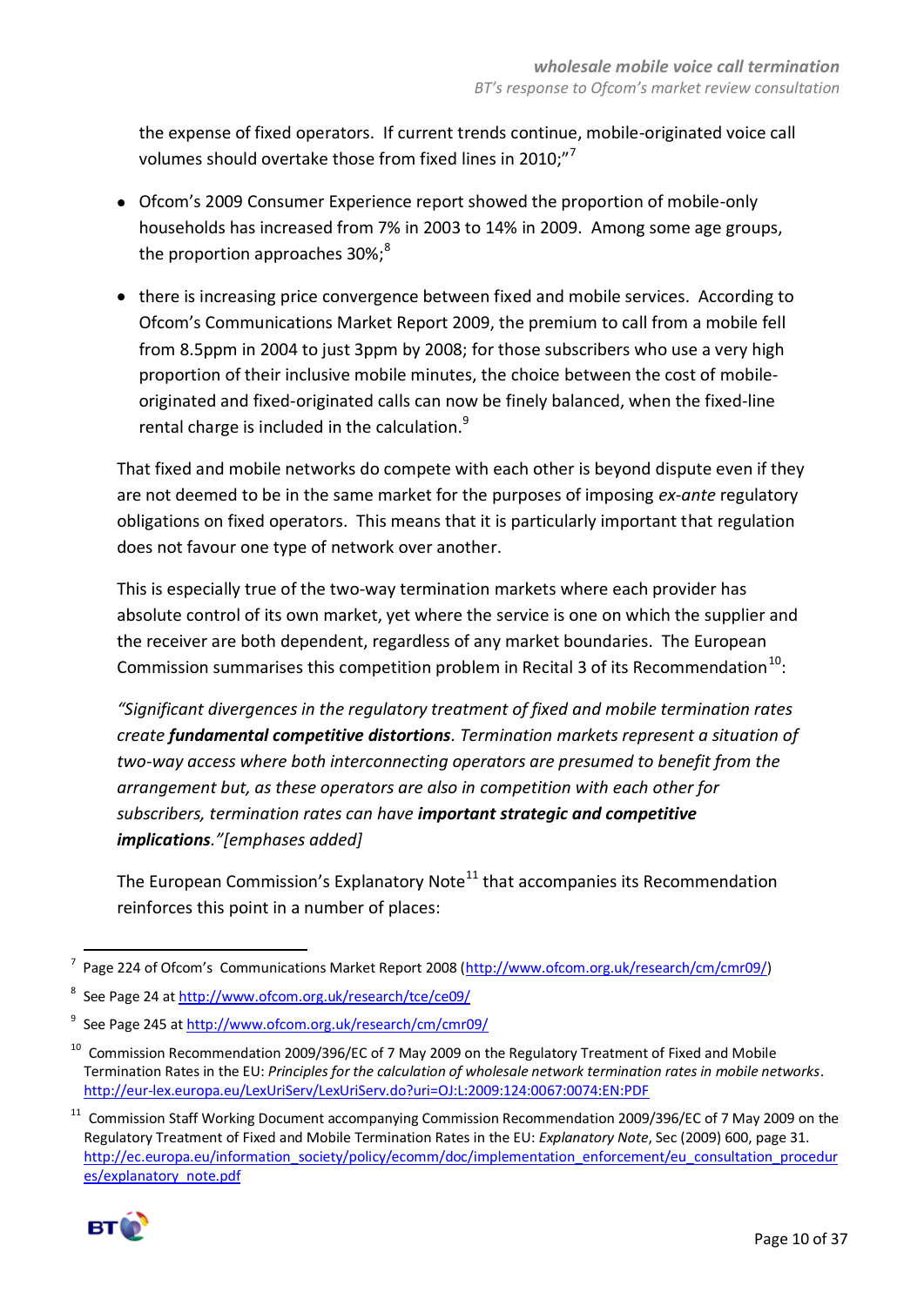the expense of fixed operators. If current trends continue, mobile-originated voice call volumes should overtake those from fixed lines in 2010;"[7]

- Ofcom's 2009 Consumer Experience report showed the proportion of mobile-only households has increased from 7% in 2003 to 14% in 2009. Among some age groups, the proportion approaches 30%;[8]
- there is increasing price convergence between fixed and mobile services. According to Ofcom's Communications Market Report 2009, the premium to call from a mobile fell from 8.5ppm in 2004 to just 3ppm by 2008; for those subscribers who use a very high proportion of their inclusive mobile minutes, the choice between the cost of mobile-originated and fixed-originated calls can now be finely balanced, when the fixed-line rental charge is included in the calculation.[9]

That fixed and mobile networks do compete with each other is beyond dispute even if they are not deemed to be in the same market for the purposes of imposing *ex-ante* regulatory obligations on fixed operators. This means that it is particularly important that regulation does not favour one type of network over another.

This is especially true of the two-way termination markets where each provider has absolute control of its own market, yet where the service is one on which the supplier and the receiver are both dependent, regardless of any market boundaries. The European Commission summarises this competition problem in Recital 3 of its Recommendation[10]:

*"Significant divergences in the regulatory treatment of fixed and mobile termination rates create* ***fundamental competitive distortions****. Termination markets represent a situation of two-way access where both interconnecting operators are presumed to benefit from the arrangement but, as these operators are also in competition with each other for subscribers, termination rates can have* ***important strategic and competitive implications****."[emphases added]*

The European Commission's Explanatory Note[11] that accompanies its Recommendation reinforces this point in a number of places:

---

[7] Page 224 of Ofcom's Communications Market Report 2008 (http://www.ofcom.org.uk/research/cm/cmr09/)

[8] See Page 24 at http://www.ofcom.org.uk/research/tce/ce09/

[9] See Page 245 at http://www.ofcom.org.uk/research/cm/cmr09/

[10] Commission Recommendation 2009/396/EC of 7 May 2009 on the Regulatory Treatment of Fixed and Mobile Termination Rates in the EU: *Principles for the calculation of wholesale network termination rates in mobile networks*. http://eur-lex.europa.eu/LexUriServ/LexUriServ.do?uri=OJ:L:2009:124:0067:0074:EN:PDF

[11] Commission Staff Working Document accompanying Commission Recommendation 2009/396/EC of 7 May 2009 on the Regulatory Treatment of Fixed and Mobile Termination Rates in the EU: *Explanatory Note*, Sec (2009) 600, page 31. http://ec.europa.eu/information_society/policy/ecomm/doc/implementation_enforcement/eu_consultation_procedures/explanatory_note.pdf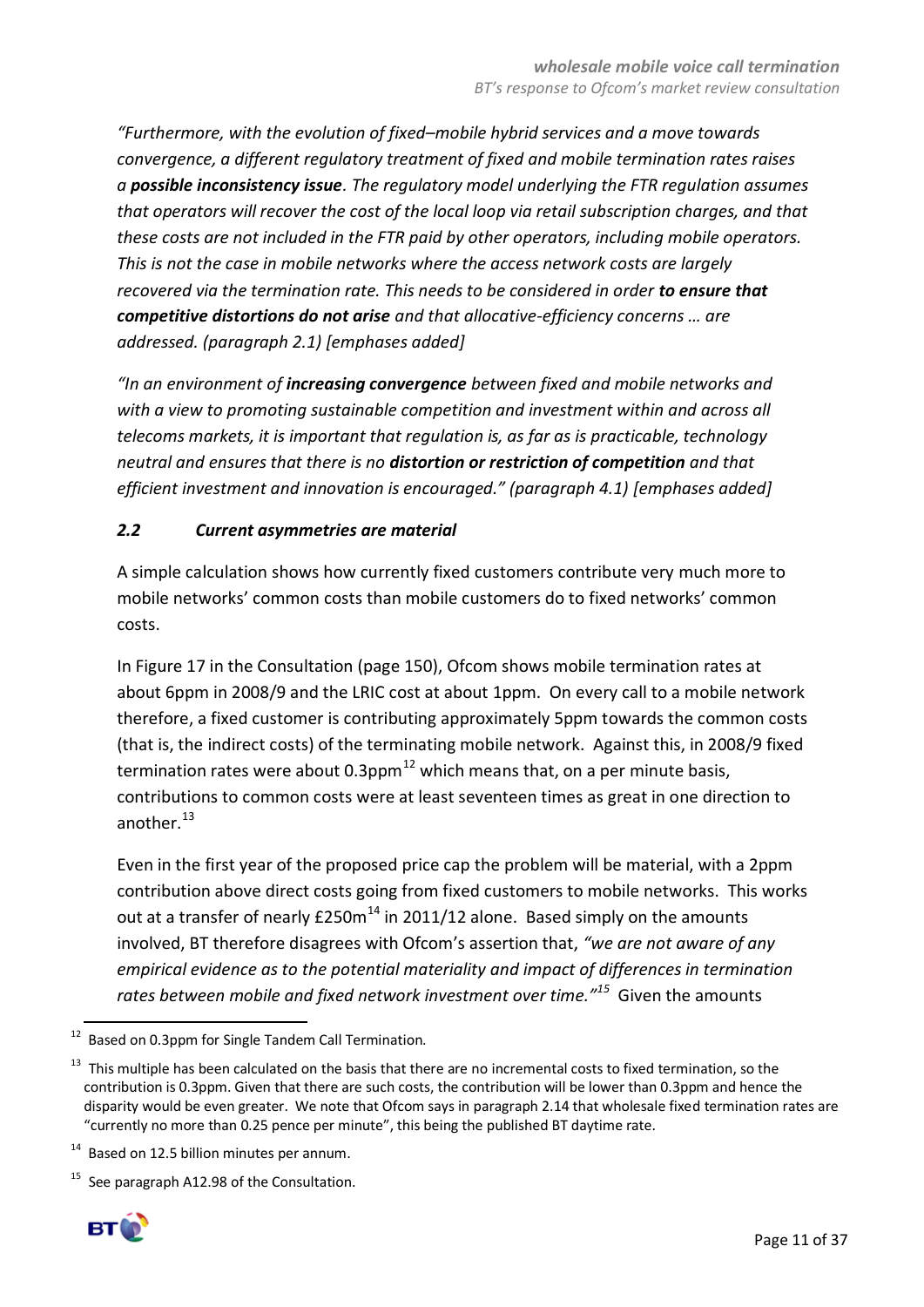*"Furthermore, with the evolution of fixed–mobile hybrid services and a move towards convergence, a different regulatory treatment of fixed and mobile termination rates raises a **possible inconsistency issue**. The regulatory model underlying the FTR regulation assumes that operators will recover the cost of the local loop via retail subscription charges, and that these costs are not included in the FTR paid by other operators, including mobile operators. This is not the case in mobile networks where the access network costs are largely recovered via the termination rate. This needs to be considered in order **to ensure that competitive distortions do not arise** and that allocative-efficiency concerns … are addressed. (paragraph 2.1) [emphases added]*

*"In an environment of **increasing convergence** between fixed and mobile networks and with a view to promoting sustainable competition and investment within and across all telecoms markets, it is important that regulation is, as far as is practicable, technology neutral and ensures that there is no **distortion or restriction of competition** and that efficient investment and innovation is encouraged." (paragraph 4.1) [emphases added]*

### *2.2 Current asymmetries are material*

A simple calculation shows how currently fixed customers contribute very much more to mobile networks' common costs than mobile customers do to fixed networks' common costs.

In Figure 17 in the Consultation (page 150), Ofcom shows mobile termination rates at about 6ppm in 2008/9 and the LRIC cost at about 1ppm. On every call to a mobile network therefore, a fixed customer is contributing approximately 5ppm towards the common costs (that is, the indirect costs) of the terminating mobile network. Against this, in 2008/9 fixed termination rates were about 0.3ppm[12] which means that, on a per minute basis, contributions to common costs were at least seventeen times as great in one direction to another.[13]

Even in the first year of the proposed price cap the problem will be material, with a 2ppm contribution above direct costs going from fixed customers to mobile networks. This works out at a transfer of nearly £250m[14] in 2011/12 alone. Based simply on the amounts involved, BT therefore disagrees with Ofcom's assertion that, *"we are not aware of any empirical evidence as to the potential materiality and impact of differences in termination rates between mobile and fixed network investment over time."*[15] Given the amounts

---

[12] Based on 0.3ppm for Single Tandem Call Termination.

[13] This multiple has been calculated on the basis that there are no incremental costs to fixed termination, so the contribution is 0.3ppm. Given that there are such costs, the contribution will be lower than 0.3ppm and hence the disparity would be even greater. We note that Ofcom says in paragraph 2.14 that wholesale fixed termination rates are "currently no more than 0.25 pence per minute", this being the published BT daytime rate.

[14] Based on 12.5 billion minutes per annum.

[15] See paragraph A12.98 of the Consultation.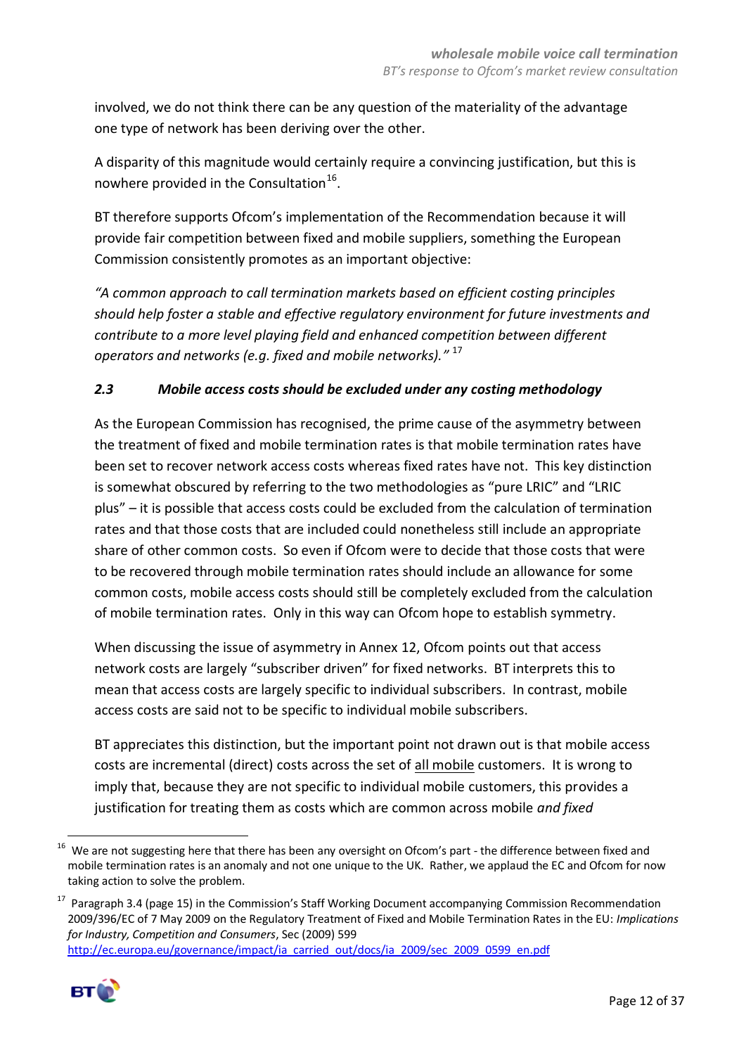involved, we do not think there can be any question of the materiality of the advantage one type of network has been deriving over the other.

A disparity of this magnitude would certainly require a convincing justification, but this is nowhere provided in the Consultation[16].

BT therefore supports Ofcom's implementation of the Recommendation because it will provide fair competition between fixed and mobile suppliers, something the European Commission consistently promotes as an important objective:

*"A common approach to call termination markets based on efficient costing principles should help foster a stable and effective regulatory environment for future investments and contribute to a more level playing field and enhanced competition between different operators and networks (e.g. fixed and mobile networks)."* [17]

### *2.3 Mobile access costs should be excluded under any costing methodology*

As the European Commission has recognised, the prime cause of the asymmetry between the treatment of fixed and mobile termination rates is that mobile termination rates have been set to recover network access costs whereas fixed rates have not. This key distinction is somewhat obscured by referring to the two methodologies as "pure LRIC" and "LRIC plus" – it is possible that access costs could be excluded from the calculation of termination rates and that those costs that are included could nonetheless still include an appropriate share of other common costs. So even if Ofcom were to decide that those costs that were to be recovered through mobile termination rates should include an allowance for some common costs, mobile access costs should still be completely excluded from the calculation of mobile termination rates. Only in this way can Ofcom hope to establish symmetry.

When discussing the issue of asymmetry in Annex 12, Ofcom points out that access network costs are largely "subscriber driven" for fixed networks. BT interprets this to mean that access costs are largely specific to individual subscribers. In contrast, mobile access costs are said not to be specific to individual mobile subscribers.

BT appreciates this distinction, but the important point not drawn out is that mobile access costs are incremental (direct) costs across the set of all mobile customers. It is wrong to imply that, because they are not specific to individual mobile customers, this provides a justification for treating them as costs which are common across mobile *and fixed*

---

[16] We are not suggesting here that there has been any oversight on Ofcom's part - the difference between fixed and mobile termination rates is an anomaly and not one unique to the UK. Rather, we applaud the EC and Ofcom for now taking action to solve the problem.

[17] Paragraph 3.4 (page 15) in the Commission's Staff Working Document accompanying Commission Recommendation 2009/396/EC of 7 May 2009 on the Regulatory Treatment of Fixed and Mobile Termination Rates in the EU: *Implications for Industry, Competition and Consumers*, Sec (2009) 599 http://ec.europa.eu/governance/impact/ia_carried_out/docs/ia_2009/sec_2009_0599_en.pdf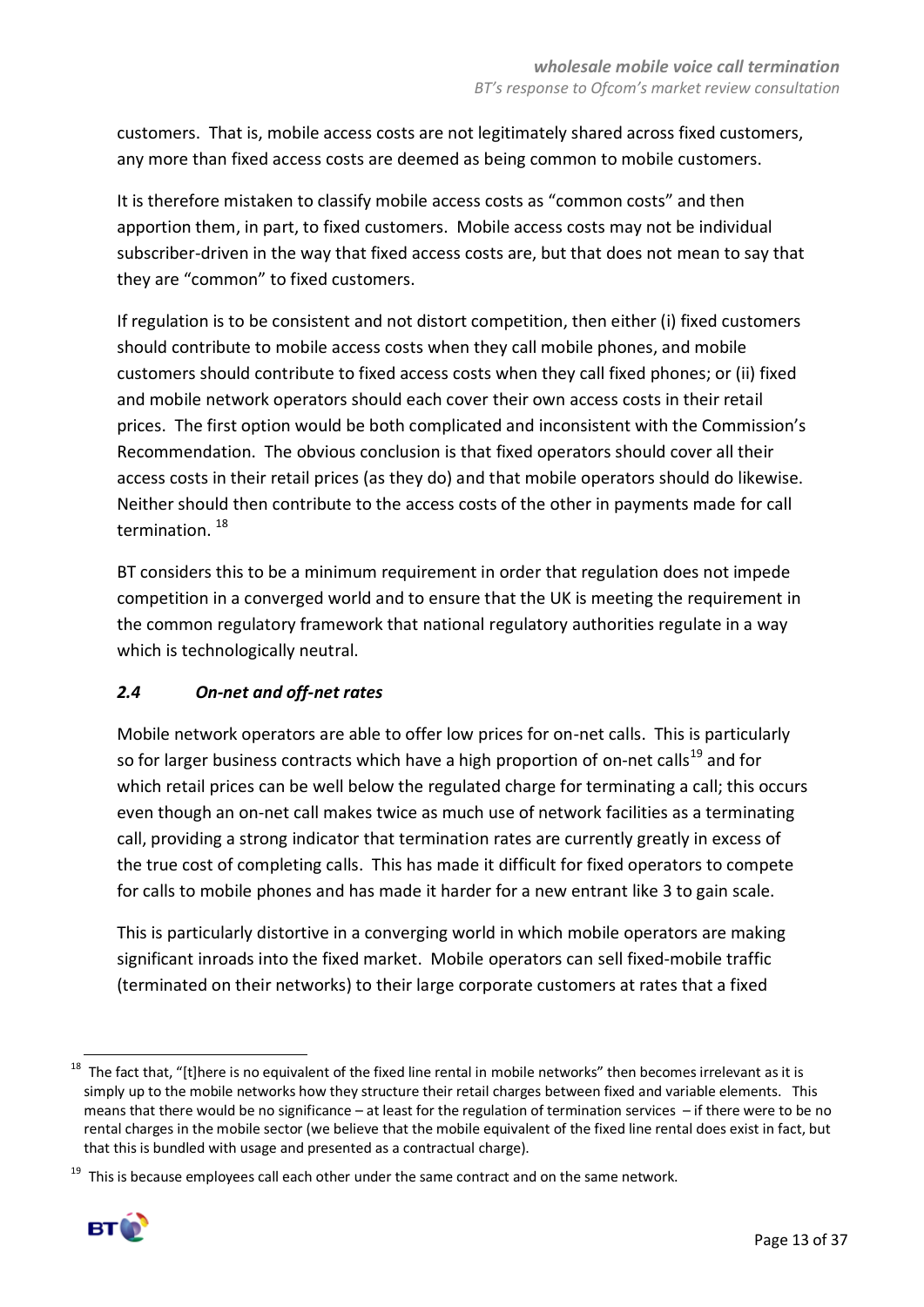customers. That is, mobile access costs are not legitimately shared across fixed customers, any more than fixed access costs are deemed as being common to mobile customers.

It is therefore mistaken to classify mobile access costs as "common costs" and then apportion them, in part, to fixed customers. Mobile access costs may not be individual subscriber-driven in the way that fixed access costs are, but that does not mean to say that they are "common" to fixed customers.

If regulation is to be consistent and not distort competition, then either (i) fixed customers should contribute to mobile access costs when they call mobile phones, and mobile customers should contribute to fixed access costs when they call fixed phones; or (ii) fixed and mobile network operators should each cover their own access costs in their retail prices. The first option would be both complicated and inconsistent with the Commission's Recommendation. The obvious conclusion is that fixed operators should cover all their access costs in their retail prices (as they do) and that mobile operators should do likewise. Neither should then contribute to the access costs of the other in payments made for call termination. [18]

BT considers this to be a minimum requirement in order that regulation does not impede competition in a converged world and to ensure that the UK is meeting the requirement in the common regulatory framework that national regulatory authorities regulate in a way which is technologically neutral.

### *2.4 On-net and off-net rates*

Mobile network operators are able to offer low prices for on-net calls. This is particularly so for larger business contracts which have a high proportion of on-net calls[19] and for which retail prices can be well below the regulated charge for terminating a call; this occurs even though an on-net call makes twice as much use of network facilities as a terminating call, providing a strong indicator that termination rates are currently greatly in excess of the true cost of completing calls. This has made it difficult for fixed operators to compete for calls to mobile phones and has made it harder for a new entrant like 3 to gain scale.

This is particularly distortive in a converging world in which mobile operators are making significant inroads into the fixed market. Mobile operators can sell fixed-mobile traffic (terminated on their networks) to their large corporate customers at rates that a fixed

---

[18] The fact that, "[t]here is no equivalent of the fixed line rental in mobile networks" then becomes irrelevant as it is simply up to the mobile networks how they structure their retail charges between fixed and variable elements. This means that there would be no significance – at least for the regulation of termination services – if there were to be no rental charges in the mobile sector (we believe that the mobile equivalent of the fixed line rental does exist in fact, but that this is bundled with usage and presented as a contractual charge).

[19] This is because employees call each other under the same contract and on the same network.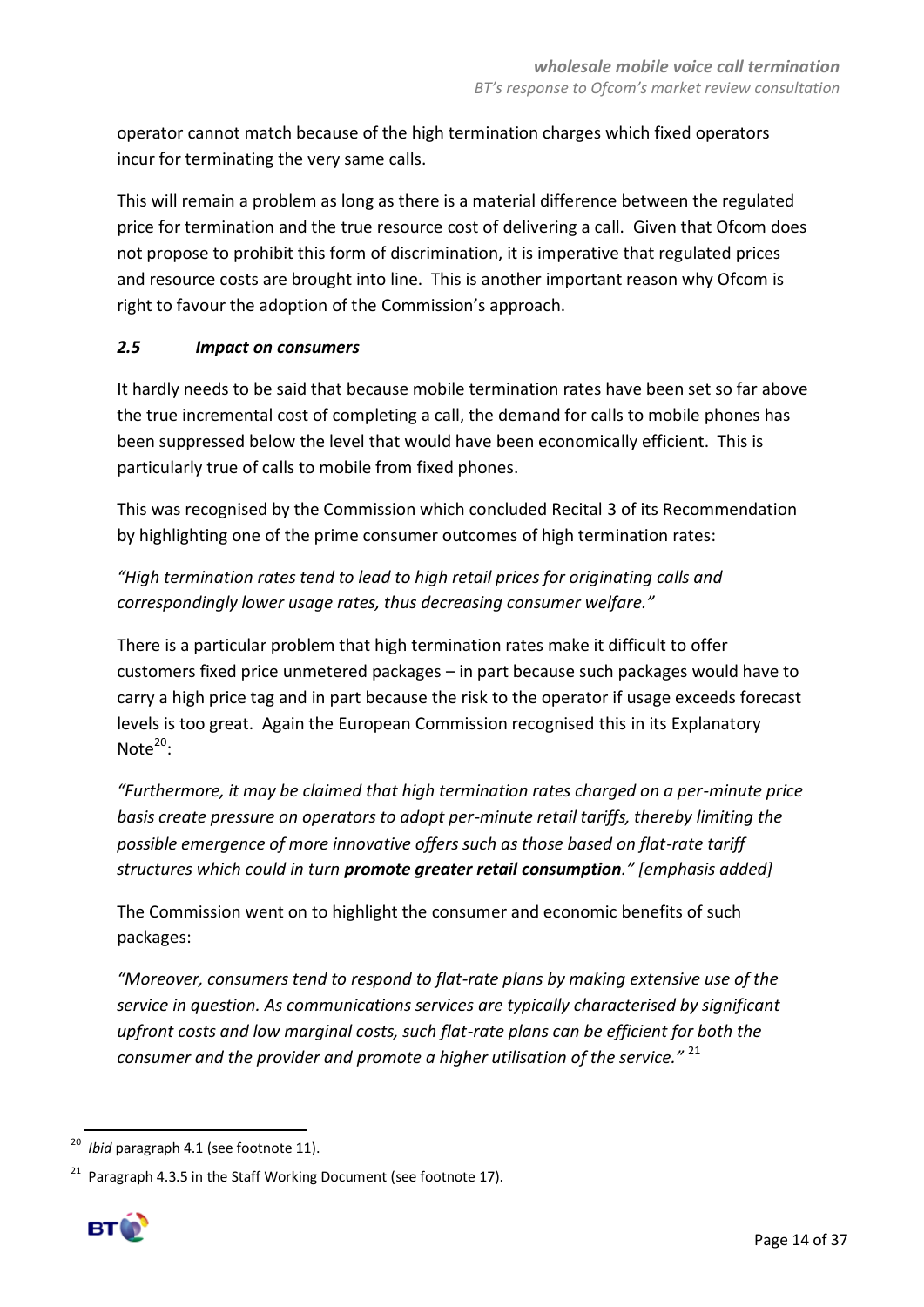operator cannot match because of the high termination charges which fixed operators incur for terminating the very same calls.

This will remain a problem as long as there is a material difference between the regulated price for termination and the true resource cost of delivering a call. Given that Ofcom does not propose to prohibit this form of discrimination, it is imperative that regulated prices and resource costs are brought into line. This is another important reason why Ofcom is right to favour the adoption of the Commission's approach.

### *2.5 Impact on consumers*

It hardly needs to be said that because mobile termination rates have been set so far above the true incremental cost of completing a call, the demand for calls to mobile phones has been suppressed below the level that would have been economically efficient. This is particularly true of calls to mobile from fixed phones.

This was recognised by the Commission which concluded Recital 3 of its Recommendation by highlighting one of the prime consumer outcomes of high termination rates:

*"High termination rates tend to lead to high retail prices for originating calls and correspondingly lower usage rates, thus decreasing consumer welfare."*

There is a particular problem that high termination rates make it difficult to offer customers fixed price unmetered packages – in part because such packages would have to carry a high price tag and in part because the risk to the operator if usage exceeds forecast levels is too great. Again the European Commission recognised this in its Explanatory Note[20]:

*"Furthermore, it may be claimed that high termination rates charged on a per-minute price basis create pressure on operators to adopt per-minute retail tariffs, thereby limiting the possible emergence of more innovative offers such as those based on flat-rate tariff structures which could in turn* ***promote greater retail consumption****." [emphasis added]*

The Commission went on to highlight the consumer and economic benefits of such packages:

*"Moreover, consumers tend to respond to flat-rate plans by making extensive use of the service in question. As communications services are typically characterised by significant upfront costs and low marginal costs, such flat-rate plans can be efficient for both the consumer and the provider and promote a higher utilisation of the service."* [21]

---

[20] *Ibid* paragraph 4.1 (see footnote 11).

[21] Paragraph 4.3.5 in the Staff Working Document (see footnote 17).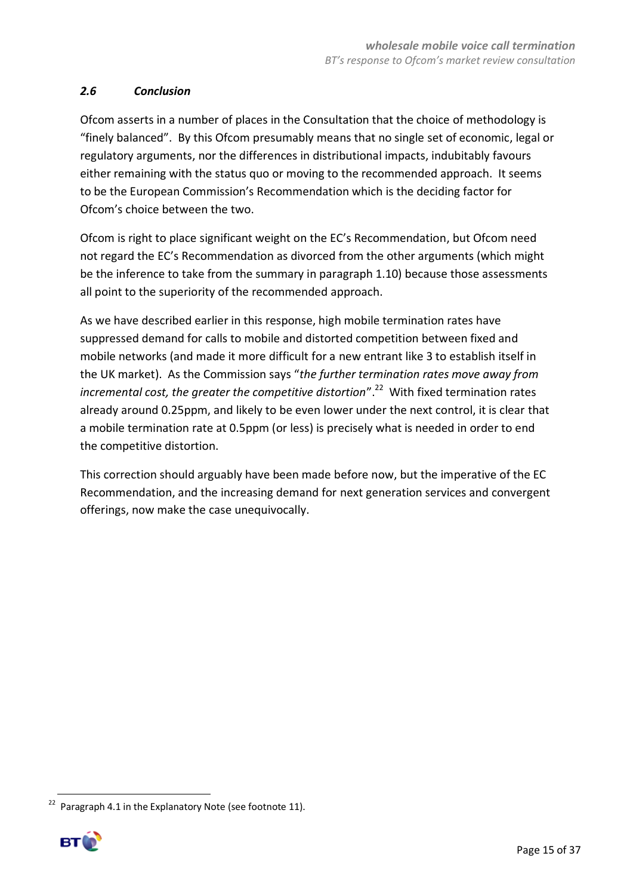### *2.6 Conclusion*

Ofcom asserts in a number of places in the Consultation that the choice of methodology is "finely balanced". By this Ofcom presumably means that no single set of economic, legal or regulatory arguments, nor the differences in distributional impacts, indubitably favours either remaining with the status quo or moving to the recommended approach. It seems to be the European Commission's Recommendation which is the deciding factor for Ofcom's choice between the two.

Ofcom is right to place significant weight on the EC's Recommendation, but Ofcom need not regard the EC's Recommendation as divorced from the other arguments (which might be the inference to take from the summary in paragraph 1.10) because those assessments all point to the superiority of the recommended approach.

As we have described earlier in this response, high mobile termination rates have suppressed demand for calls to mobile and distorted competition between fixed and mobile networks (and made it more difficult for a new entrant like 3 to establish itself in the UK market). As the Commission says "*the further termination rates move away from incremental cost, the greater the competitive distortion*".[22] With fixed termination rates already around 0.25ppm, and likely to be even lower under the next control, it is clear that a mobile termination rate at 0.5ppm (or less) is precisely what is needed in order to end the competitive distortion.

This correction should arguably have been made before now, but the imperative of the EC Recommendation, and the increasing demand for next generation services and convergent offerings, now make the case unequivocally.

[22] Paragraph 4.1 in the Explanatory Note (see footnote 11).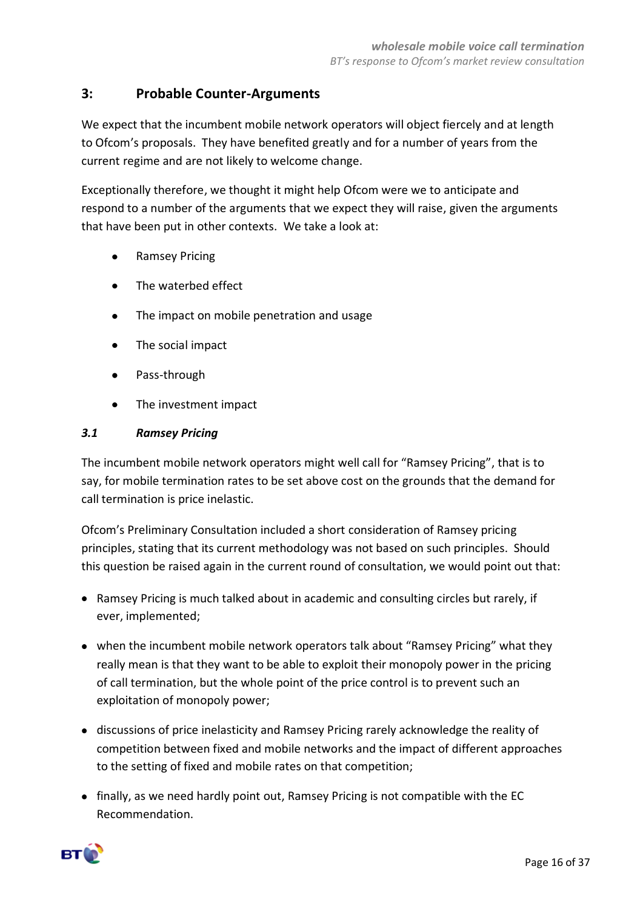## 3: Probable Counter-Arguments

We expect that the incumbent mobile network operators will object fiercely and at length to Ofcom's proposals. They have benefited greatly and for a number of years from the current regime and are not likely to welcome change.

Exceptionally therefore, we thought it might help Ofcom were we to anticipate and respond to a number of the arguments that we expect they will raise, given the arguments that have been put in other contexts. We take a look at:

- Ramsey Pricing
- The waterbed effect
- The impact on mobile penetration and usage
- The social impact
- Pass-through
- The investment impact

### *3.1 Ramsey Pricing*

The incumbent mobile network operators might well call for "Ramsey Pricing", that is to say, for mobile termination rates to be set above cost on the grounds that the demand for call termination is price inelastic.

Ofcom's Preliminary Consultation included a short consideration of Ramsey pricing principles, stating that its current methodology was not based on such principles. Should this question be raised again in the current round of consultation, we would point out that:

- Ramsey Pricing is much talked about in academic and consulting circles but rarely, if ever, implemented;
- when the incumbent mobile network operators talk about "Ramsey Pricing" what they really mean is that they want to be able to exploit their monopoly power in the pricing of call termination, but the whole point of the price control is to prevent such an exploitation of monopoly power;
- discussions of price inelasticity and Ramsey Pricing rarely acknowledge the reality of competition between fixed and mobile networks and the impact of different approaches to the setting of fixed and mobile rates on that competition;
- finally, as we need hardly point out, Ramsey Pricing is not compatible with the EC Recommendation.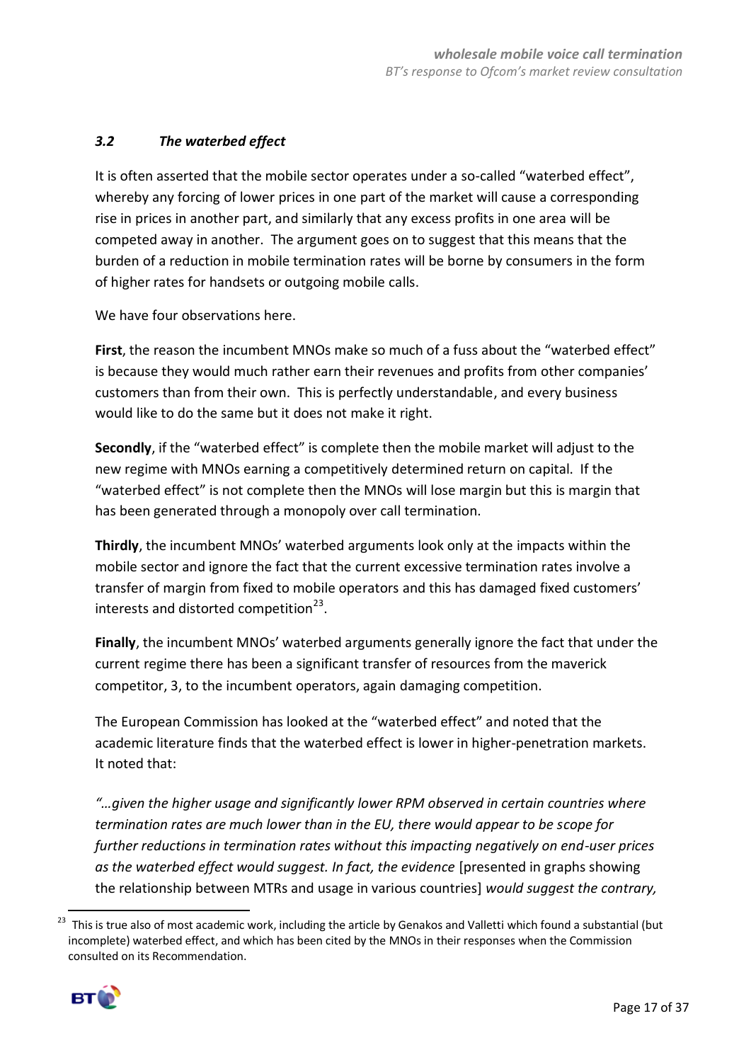### *3.2 The waterbed effect*

It is often asserted that the mobile sector operates under a so-called "waterbed effect", whereby any forcing of lower prices in one part of the market will cause a corresponding rise in prices in another part, and similarly that any excess profits in one area will be competed away in another. The argument goes on to suggest that this means that the burden of a reduction in mobile termination rates will be borne by consumers in the form of higher rates for handsets or outgoing mobile calls.

We have four observations here.

**First**, the reason the incumbent MNOs make so much of a fuss about the "waterbed effect" is because they would much rather earn their revenues and profits from other companies' customers than from their own. This is perfectly understandable, and every business would like to do the same but it does not make it right.

**Secondly**, if the "waterbed effect" is complete then the mobile market will adjust to the new regime with MNOs earning a competitively determined return on capital. If the "waterbed effect" is not complete then the MNOs will lose margin but this is margin that has been generated through a monopoly over call termination.

**Thirdly**, the incumbent MNOs' waterbed arguments look only at the impacts within the mobile sector and ignore the fact that the current excessive termination rates involve a transfer of margin from fixed to mobile operators and this has damaged fixed customers' interests and distorted competition[23].

**Finally**, the incumbent MNOs' waterbed arguments generally ignore the fact that under the current regime there has been a significant transfer of resources from the maverick competitor, 3, to the incumbent operators, again damaging competition.

The European Commission has looked at the "waterbed effect" and noted that the academic literature finds that the waterbed effect is lower in higher-penetration markets. It noted that:

*"…given the higher usage and significantly lower RPM observed in certain countries where termination rates are much lower than in the EU, there would appear to be scope for further reductions in termination rates without this impacting negatively on end-user prices as the waterbed effect would suggest. In fact, the evidence* [presented in graphs showing the relationship between MTRs and usage in various countries] *would suggest the contrary,*

[23] This is true also of most academic work, including the article by Genakos and Valletti which found a substantial (but incomplete) waterbed effect, and which has been cited by the MNOs in their responses when the Commission consulted on its Recommendation.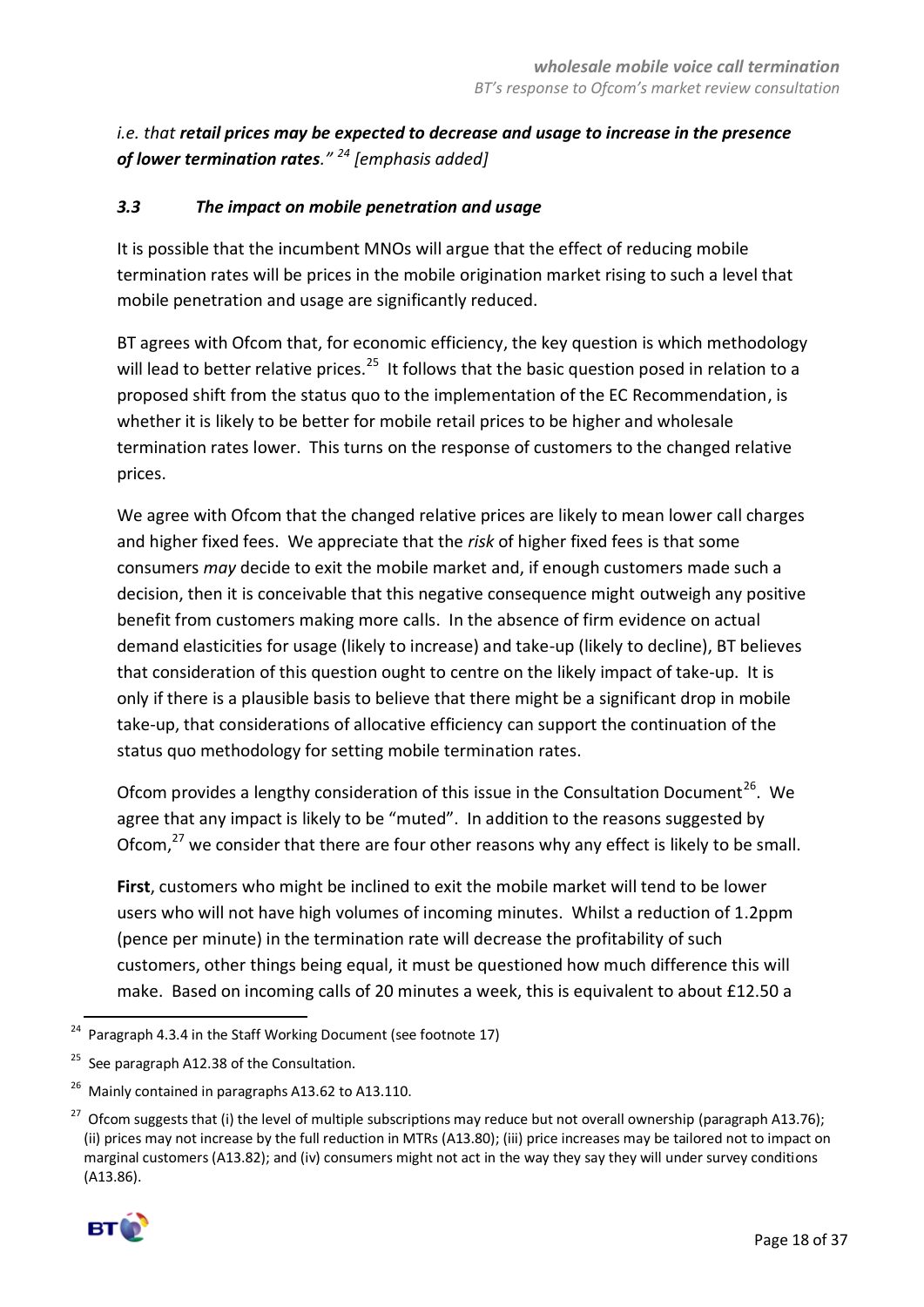*i.e. that* ***retail prices may be expected to decrease and usage to increase in the presence of lower termination rates****."* [24] *[emphasis added]*

### *3.3 The impact on mobile penetration and usage*

It is possible that the incumbent MNOs will argue that the effect of reducing mobile termination rates will be prices in the mobile origination market rising to such a level that mobile penetration and usage are significantly reduced.

BT agrees with Ofcom that, for economic efficiency, the key question is which methodology will lead to better relative prices.[25] It follows that the basic question posed in relation to a proposed shift from the status quo to the implementation of the EC Recommendation, is whether it is likely to be better for mobile retail prices to be higher and wholesale termination rates lower. This turns on the response of customers to the changed relative prices.

We agree with Ofcom that the changed relative prices are likely to mean lower call charges and higher fixed fees. We appreciate that the *risk* of higher fixed fees is that some consumers *may* decide to exit the mobile market and, if enough customers made such a decision, then it is conceivable that this negative consequence might outweigh any positive benefit from customers making more calls. In the absence of firm evidence on actual demand elasticities for usage (likely to increase) and take-up (likely to decline), BT believes that consideration of this question ought to centre on the likely impact of take-up. It is only if there is a plausible basis to believe that there might be a significant drop in mobile take-up, that considerations of allocative efficiency can support the continuation of the status quo methodology for setting mobile termination rates.

Ofcom provides a lengthy consideration of this issue in the Consultation Document[26]. We agree that any impact is likely to be "muted". In addition to the reasons suggested by Ofcom,[27] we consider that there are four other reasons why any effect is likely to be small.

**First**, customers who might be inclined to exit the mobile market will tend to be lower users who will not have high volumes of incoming minutes. Whilst a reduction of 1.2ppm (pence per minute) in the termination rate will decrease the profitability of such customers, other things being equal, it must be questioned how much difference this will make. Based on incoming calls of 20 minutes a week, this is equivalent to about £12.50 a

---

[24] Paragraph 4.3.4 in the Staff Working Document (see footnote 17)

[25] See paragraph A12.38 of the Consultation.

[26] Mainly contained in paragraphs A13.62 to A13.110.

[27] Ofcom suggests that (i) the level of multiple subscriptions may reduce but not overall ownership (paragraph A13.76); (ii) prices may not increase by the full reduction in MTRs (A13.80); (iii) price increases may be tailored not to impact on marginal customers (A13.82); and (iv) consumers might not act in the way they say they will under survey conditions (A13.86).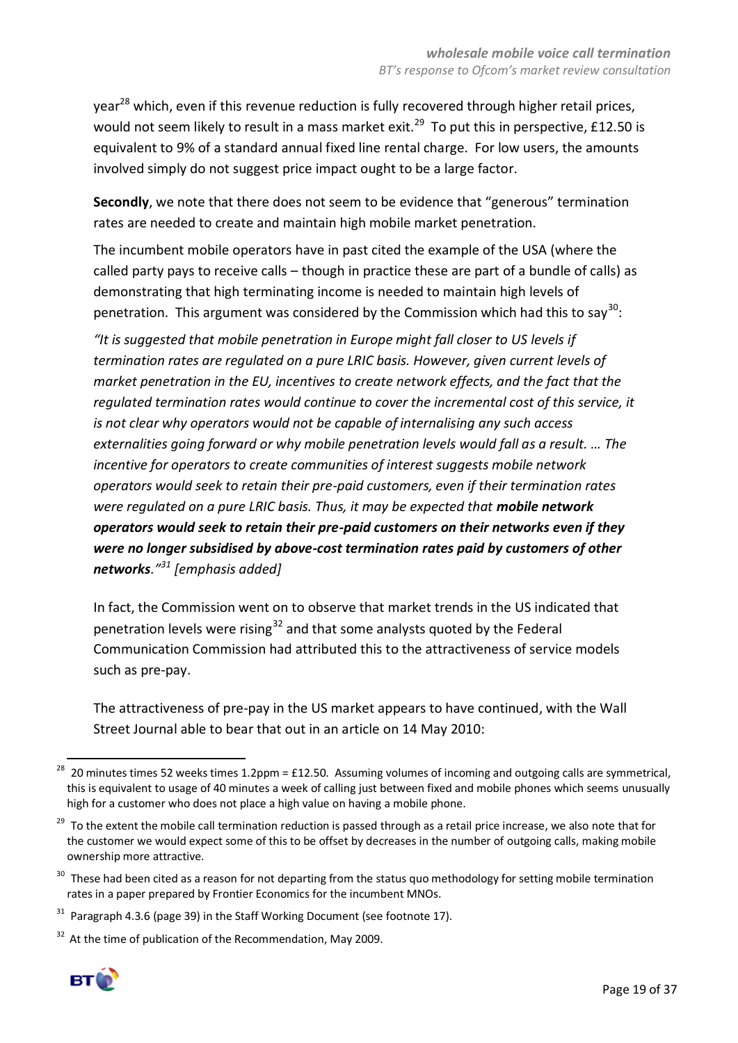year[28] which, even if this revenue reduction is fully recovered through higher retail prices, would not seem likely to result in a mass market exit.[29] To put this in perspective, £12.50 is equivalent to 9% of a standard annual fixed line rental charge. For low users, the amounts involved simply do not suggest price impact ought to be a large factor.

**Secondly**, we note that there does not seem to be evidence that "generous" termination rates are needed to create and maintain high mobile market penetration.

The incumbent mobile operators have in past cited the example of the USA (where the called party pays to receive calls – though in practice these are part of a bundle of calls) as demonstrating that high terminating income is needed to maintain high levels of penetration. This argument was considered by the Commission which had this to say[30]:

*"It is suggested that mobile penetration in Europe might fall closer to US levels if termination rates are regulated on a pure LRIC basis. However, given current levels of market penetration in the EU, incentives to create network effects, and the fact that the regulated termination rates would continue to cover the incremental cost of this service, it is not clear why operators would not be capable of internalising any such access externalities going forward or why mobile penetration levels would fall as a result. … The incentive for operators to create communities of interest suggests mobile network operators would seek to retain their pre-paid customers, even if their termination rates were regulated on a pure LRIC basis. Thus, it may be expected that* ***mobile network operators would seek to retain their pre-paid customers on their networks even if they were no longer subsidised by above-cost termination rates paid by customers of other networks****."*[31] *[emphasis added]*

In fact, the Commission went on to observe that market trends in the US indicated that penetration levels were rising[32] and that some analysts quoted by the Federal Communication Commission had attributed this to the attractiveness of service models such as pre-pay.

The attractiveness of pre-pay in the US market appears to have continued, with the Wall Street Journal able to bear that out in an article on 14 May 2010:

---

[28] 20 minutes times 52 weeks times 1.2ppm = £12.50. Assuming volumes of incoming and outgoing calls are symmetrical, this is equivalent to usage of 40 minutes a week of calling just between fixed and mobile phones which seems unusually high for a customer who does not place a high value on having a mobile phone.

[29] To the extent the mobile call termination reduction is passed through as a retail price increase, we also note that for the customer we would expect some of this to be offset by decreases in the number of outgoing calls, making mobile ownership more attractive.

[30] These had been cited as a reason for not departing from the status quo methodology for setting mobile termination rates in a paper prepared by Frontier Economics for the incumbent MNOs.

[31] Paragraph 4.3.6 (page 39) in the Staff Working Document (see footnote 17).

[32] At the time of publication of the Recommendation, May 2009.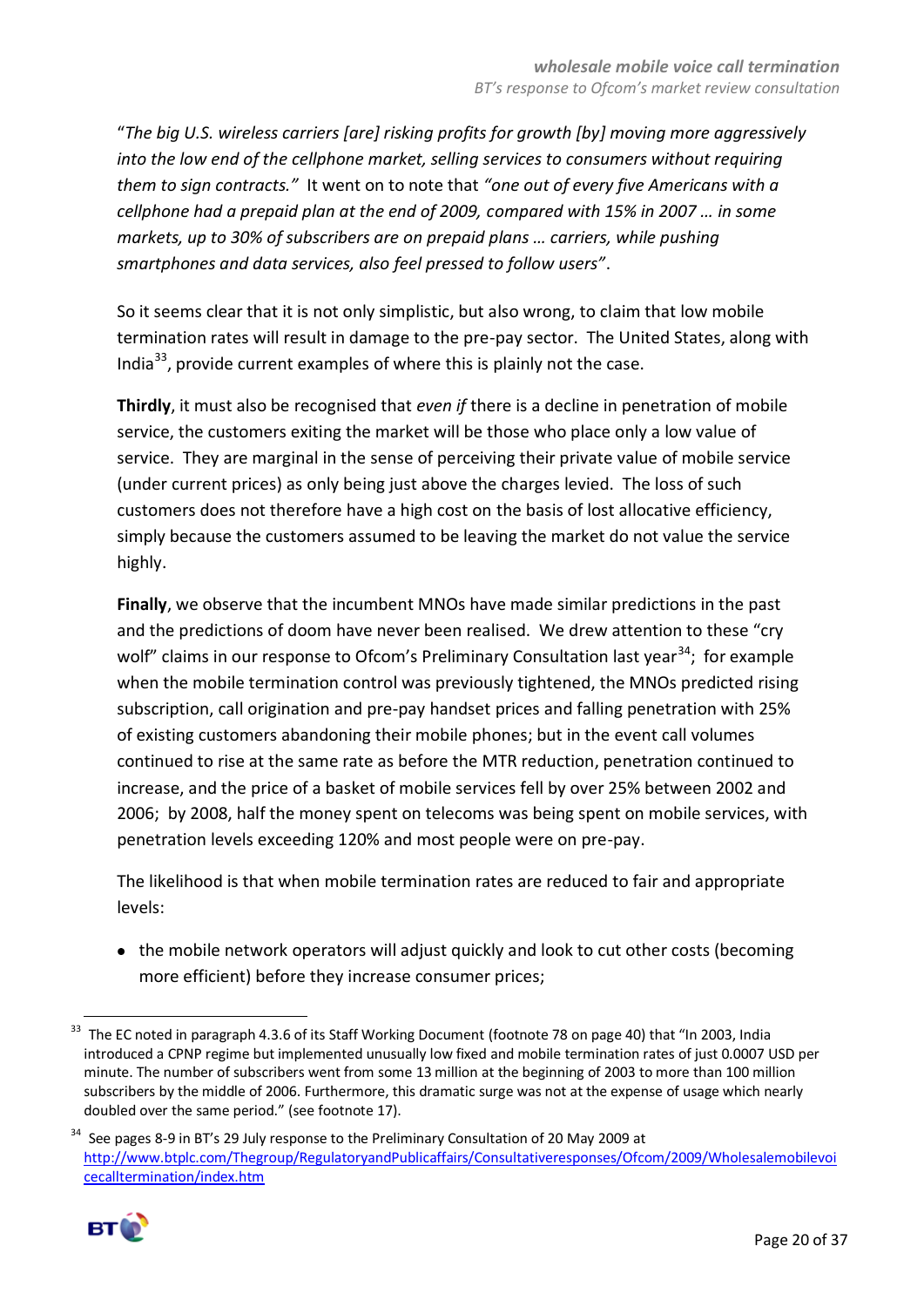"*The big U.S. wireless carriers [are] risking profits for growth [by] moving more aggressively into the low end of the cellphone market, selling services to consumers without requiring them to sign contracts.*" It went on to note that *"one out of every five Americans with a cellphone had a prepaid plan at the end of 2009, compared with 15% in 2007 … in some markets, up to 30% of subscribers are on prepaid plans … carriers, while pushing smartphones and data services, also feel pressed to follow users"*.

So it seems clear that it is not only simplistic, but also wrong, to claim that low mobile termination rates will result in damage to the pre-pay sector. The United States, along with India[33], provide current examples of where this is plainly not the case.

**Thirdly**, it must also be recognised that *even if* there is a decline in penetration of mobile service, the customers exiting the market will be those who place only a low value of service. They are marginal in the sense of perceiving their private value of mobile service (under current prices) as only being just above the charges levied. The loss of such customers does not therefore have a high cost on the basis of lost allocative efficiency, simply because the customers assumed to be leaving the market do not value the service highly.

**Finally**, we observe that the incumbent MNOs have made similar predictions in the past and the predictions of doom have never been realised. We drew attention to these "cry wolf" claims in our response to Ofcom's Preliminary Consultation last year[34]; for example when the mobile termination control was previously tightened, the MNOs predicted rising subscription, call origination and pre-pay handset prices and falling penetration with 25% of existing customers abandoning their mobile phones; but in the event call volumes continued to rise at the same rate as before the MTR reduction, penetration continued to increase, and the price of a basket of mobile services fell by over 25% between 2002 and 2006; by 2008, half the money spent on telecoms was being spent on mobile services, with penetration levels exceeding 120% and most people were on pre-pay.

The likelihood is that when mobile termination rates are reduced to fair and appropriate levels:

- the mobile network operators will adjust quickly and look to cut other costs (becoming more efficient) before they increase consumer prices;

---

[33] The EC noted in paragraph 4.3.6 of its Staff Working Document (footnote 78 on page 40) that "In 2003, India introduced a CPNP regime but implemented unusually low fixed and mobile termination rates of just 0.0007 USD per minute. The number of subscribers went from some 13 million at the beginning of 2003 to more than 100 million subscribers by the middle of 2006. Furthermore, this dramatic surge was not at the expense of usage which nearly doubled over the same period." (see footnote 17).

[34] See pages 8-9 in BT's 29 July response to the Preliminary Consultation of 20 May 2009 at http://www.btplc.com/Thegroup/RegulatoryandPublicaffairs/Consultativeresponses/Ofcom/2009/Wholesalemobilevoicecalltermination/index.htm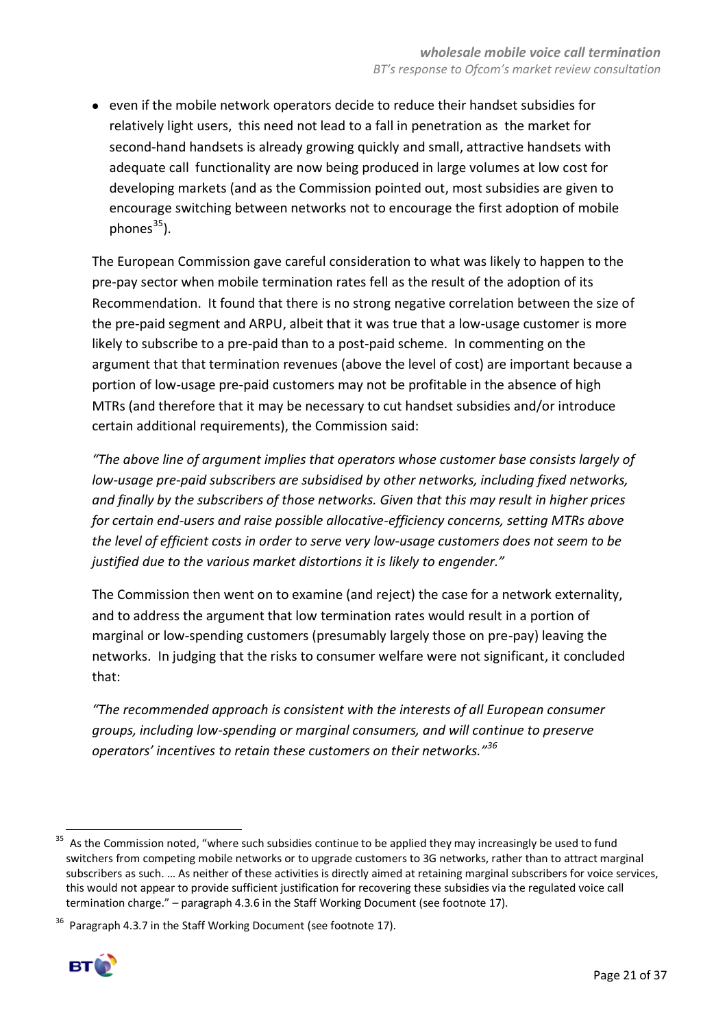- even if the mobile network operators decide to reduce their handset subsidies for relatively light users, this need not lead to a fall in penetration as the market for second-hand handsets is already growing quickly and small, attractive handsets with adequate call functionality are now being produced in large volumes at low cost for developing markets (and as the Commission pointed out, most subsidies are given to encourage switching between networks not to encourage the first adoption of mobile phones[35]).

The European Commission gave careful consideration to what was likely to happen to the pre-pay sector when mobile termination rates fell as the result of the adoption of its Recommendation. It found that there is no strong negative correlation between the size of the pre-paid segment and ARPU, albeit that it was true that a low-usage customer is more likely to subscribe to a pre-paid than to a post-paid scheme. In commenting on the argument that that termination revenues (above the level of cost) are important because a portion of low-usage pre-paid customers may not be profitable in the absence of high MTRs (and therefore that it may be necessary to cut handset subsidies and/or introduce certain additional requirements), the Commission said:

*"The above line of argument implies that operators whose customer base consists largely of low-usage pre-paid subscribers are subsidised by other networks, including fixed networks, and finally by the subscribers of those networks. Given that this may result in higher prices for certain end-users and raise possible allocative-efficiency concerns, setting MTRs above the level of efficient costs in order to serve very low-usage customers does not seem to be justified due to the various market distortions it is likely to engender."*

The Commission then went on to examine (and reject) the case for a network externality, and to address the argument that low termination rates would result in a portion of marginal or low-spending customers (presumably largely those on pre-pay) leaving the networks. In judging that the risks to consumer welfare were not significant, it concluded that:

*"The recommended approach is consistent with the interests of all European consumer groups, including low-spending or marginal consumers, and will continue to preserve operators' incentives to retain these customers on their networks."*[36]

---

[35] As the Commission noted, "where such subsidies continue to be applied they may increasingly be used to fund switchers from competing mobile networks or to upgrade customers to 3G networks, rather than to attract marginal subscribers as such. … As neither of these activities is directly aimed at retaining marginal subscribers for voice services, this would not appear to provide sufficient justification for recovering these subsidies via the regulated voice call termination charge." – paragraph 4.3.6 in the Staff Working Document (see footnote 17).

[36] Paragraph 4.3.7 in the Staff Working Document (see footnote 17).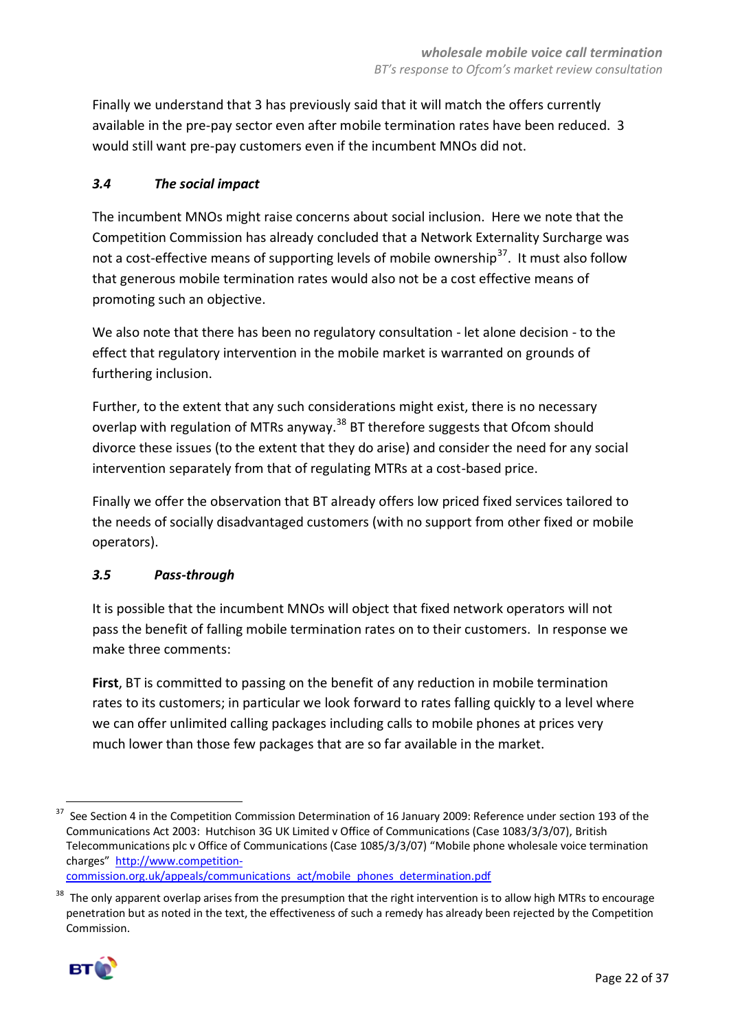Finally we understand that 3 has previously said that it will match the offers currently available in the pre-pay sector even after mobile termination rates have been reduced. 3 would still want pre-pay customers even if the incumbent MNOs did not.

### *3.4 The social impact*

The incumbent MNOs might raise concerns about social inclusion. Here we note that the Competition Commission has already concluded that a Network Externality Surcharge was not a cost-effective means of supporting levels of mobile ownership[37]. It must also follow that generous mobile termination rates would also not be a cost effective means of promoting such an objective.

We also note that there has been no regulatory consultation - let alone decision - to the effect that regulatory intervention in the mobile market is warranted on grounds of furthering inclusion.

Further, to the extent that any such considerations might exist, there is no necessary overlap with regulation of MTRs anyway.[38] BT therefore suggests that Ofcom should divorce these issues (to the extent that they do arise) and consider the need for any social intervention separately from that of regulating MTRs at a cost-based price.

Finally we offer the observation that BT already offers low priced fixed services tailored to the needs of socially disadvantaged customers (with no support from other fixed or mobile operators).

### *3.5 Pass-through*

It is possible that the incumbent MNOs will object that fixed network operators will not pass the benefit of falling mobile termination rates on to their customers. In response we make three comments:

**First**, BT is committed to passing on the benefit of any reduction in mobile termination rates to its customers; in particular we look forward to rates falling quickly to a level where we can offer unlimited calling packages including calls to mobile phones at prices very much lower than those few packages that are so far available in the market.

---

[37] See Section 4 in the Competition Commission Determination of 16 January 2009: Reference under section 193 of the Communications Act 2003: Hutchison 3G UK Limited v Office of Communications (Case 1083/3/3/07), British Telecommunications plc v Office of Communications (Case 1085/3/3/07) "Mobile phone wholesale voice termination charges" http://www.competition-commission.org.uk/appeals/communications_act/mobile_phones_determination.pdf

[38] The only apparent overlap arises from the presumption that the right intervention is to allow high MTRs to encourage penetration but as noted in the text, the effectiveness of such a remedy has already been rejected by the Competition Commission.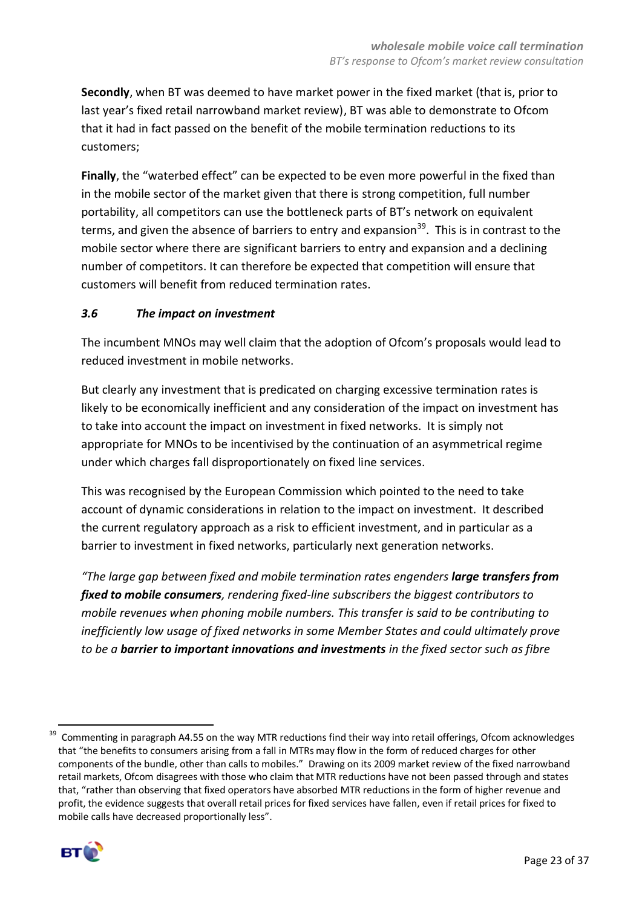**Secondly**, when BT was deemed to have market power in the fixed market (that is, prior to last year's fixed retail narrowband market review), BT was able to demonstrate to Ofcom that it had in fact passed on the benefit of the mobile termination reductions to its customers;

**Finally**, the "waterbed effect" can be expected to be even more powerful in the fixed than in the mobile sector of the market given that there is strong competition, full number portability, all competitors can use the bottleneck parts of BT's network on equivalent terms, and given the absence of barriers to entry and expansion[39]. This is in contrast to the mobile sector where there are significant barriers to entry and expansion and a declining number of competitors. It can therefore be expected that competition will ensure that customers will benefit from reduced termination rates.

### *3.6 The impact on investment*

The incumbent MNOs may well claim that the adoption of Ofcom's proposals would lead to reduced investment in mobile networks.

But clearly any investment that is predicated on charging excessive termination rates is likely to be economically inefficient and any consideration of the impact on investment has to take into account the impact on investment in fixed networks. It is simply not appropriate for MNOs to be incentivised by the continuation of an asymmetrical regime under which charges fall disproportionately on fixed line services.

This was recognised by the European Commission which pointed to the need to take account of dynamic considerations in relation to the impact on investment. It described the current regulatory approach as a risk to efficient investment, and in particular as a barrier to investment in fixed networks, particularly next generation networks.

*"The large gap between fixed and mobile termination rates engenders **large transfers from fixed to mobile consumers**, rendering fixed-line subscribers the biggest contributors to mobile revenues when phoning mobile numbers. This transfer is said to be contributing to inefficiently low usage of fixed networks in some Member States and could ultimately prove to be a **barrier to important innovations and investments** in the fixed sector such as fibre*

---

[39] Commenting in paragraph A4.55 on the way MTR reductions find their way into retail offerings, Ofcom acknowledges that "the benefits to consumers arising from a fall in MTRs may flow in the form of reduced charges for other components of the bundle, other than calls to mobiles." Drawing on its 2009 market review of the fixed narrowband retail markets, Ofcom disagrees with those who claim that MTR reductions have not been passed through and states that, "rather than observing that fixed operators have absorbed MTR reductions in the form of higher revenue and profit, the evidence suggests that overall retail prices for fixed services have fallen, even if retail prices for fixed to mobile calls have decreased proportionally less".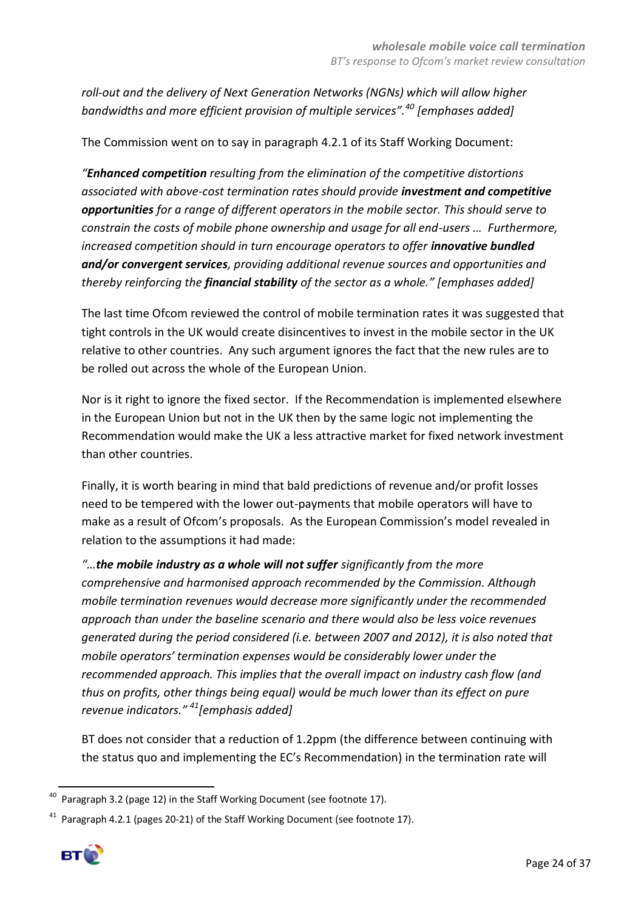*roll-out and the delivery of Next Generation Networks (NGNs) which will allow higher bandwidths and more efficient provision of multiple services".[40] [emphases added]*

The Commission went on to say in paragraph 4.2.1 of its Staff Working Document:

*"**Enhanced competition** resulting from the elimination of the competitive distortions associated with above-cost termination rates should provide **investment and competitive opportunities** for a range of different operators in the mobile sector. This should serve to constrain the costs of mobile phone ownership and usage for all end-users … Furthermore, increased competition should in turn encourage operators to offer **innovative bundled and/or convergent services**, providing additional revenue sources and opportunities and thereby reinforcing the **financial stability** of the sector as a whole." [emphases added]*

The last time Ofcom reviewed the control of mobile termination rates it was suggested that tight controls in the UK would create disincentives to invest in the mobile sector in the UK relative to other countries. Any such argument ignores the fact that the new rules are to be rolled out across the whole of the European Union.

Nor is it right to ignore the fixed sector. If the Recommendation is implemented elsewhere in the European Union but not in the UK then by the same logic not implementing the Recommendation would make the UK a less attractive market for fixed network investment than other countries.

Finally, it is worth bearing in mind that bald predictions of revenue and/or profit losses need to be tempered with the lower out-payments that mobile operators will have to make as a result of Ofcom's proposals. As the European Commission's model revealed in relation to the assumptions it had made:

*"…**the mobile industry as a whole will not suffer** significantly from the more comprehensive and harmonised approach recommended by the Commission. Although mobile termination revenues would decrease more significantly under the recommended approach than under the baseline scenario and there would also be less voice revenues generated during the period considered (i.e. between 2007 and 2012), it is also noted that mobile operators' termination expenses would be considerably lower under the recommended approach. This implies that the overall impact on industry cash flow (and thus on profits, other things being equal) would be much lower than its effect on pure revenue indicators."[41] [emphasis added]*

BT does not consider that a reduction of 1.2ppm (the difference between continuing with the status quo and implementing the EC's Recommendation) in the termination rate will

---

[40] Paragraph 3.2 (page 12) in the Staff Working Document (see footnote 17).

[41] Paragraph 4.2.1 (pages 20-21) of the Staff Working Document (see footnote 17).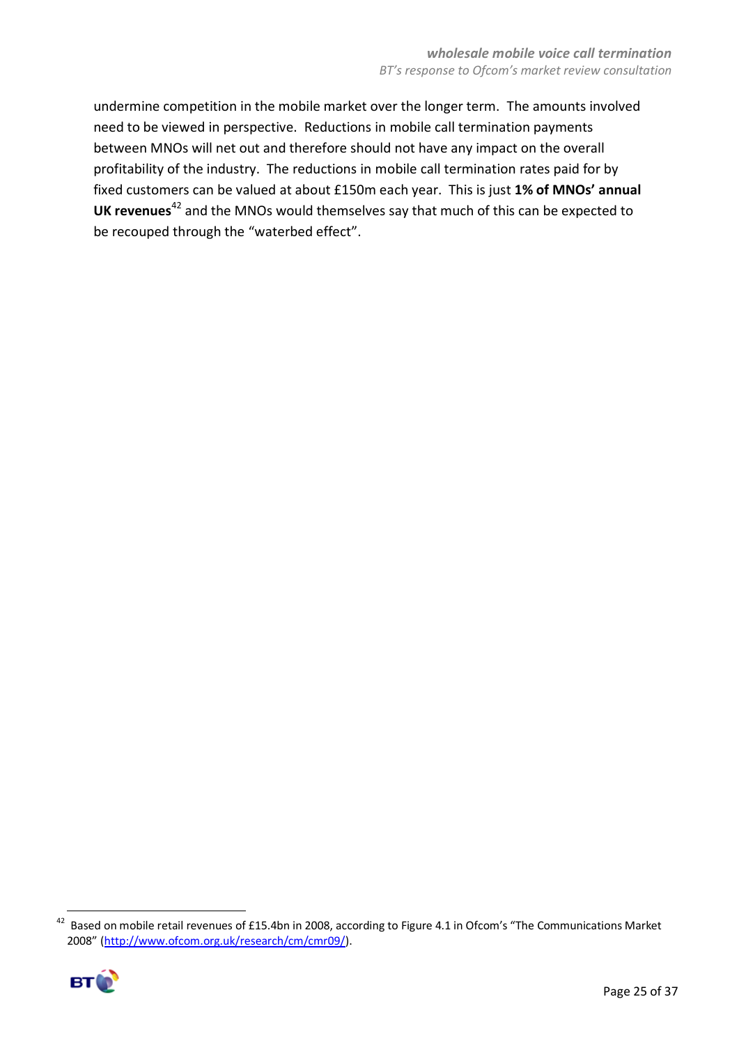undermine competition in the mobile market over the longer term. The amounts involved need to be viewed in perspective. Reductions in mobile call termination payments between MNOs will net out and therefore should not have any impact on the overall profitability of the industry. The reductions in mobile call termination rates paid for by fixed customers can be valued at about £150m each year. This is just **1% of MNOs' annual UK revenues**[42] and the MNOs would themselves say that much of this can be expected to be recouped through the "waterbed effect".

[42] Based on mobile retail revenues of £15.4bn in 2008, according to Figure 4.1 in Ofcom's "The Communications Market 2008" (http://www.ofcom.org.uk/research/cm/cmr09/).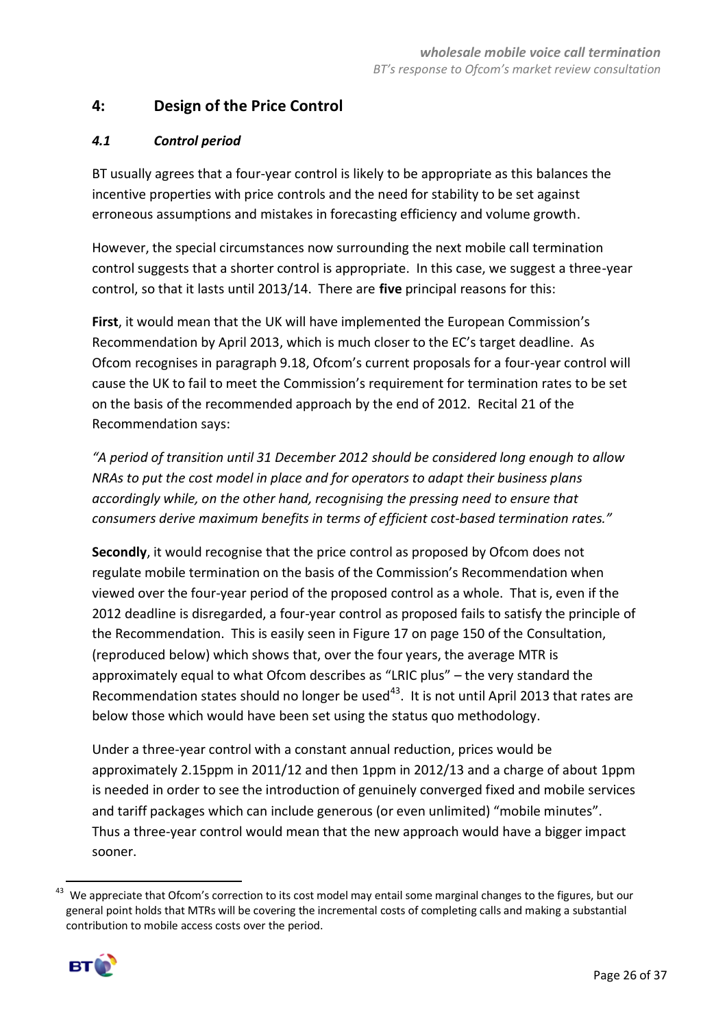## 4: Design of the Price Control

### *4.1 Control period*

BT usually agrees that a four-year control is likely to be appropriate as this balances the incentive properties with price controls and the need for stability to be set against erroneous assumptions and mistakes in forecasting efficiency and volume growth.

However, the special circumstances now surrounding the next mobile call termination control suggests that a shorter control is appropriate. In this case, we suggest a three-year control, so that it lasts until 2013/14. There are **five** principal reasons for this:

**First**, it would mean that the UK will have implemented the European Commission's Recommendation by April 2013, which is much closer to the EC's target deadline. As Ofcom recognises in paragraph 9.18, Ofcom's current proposals for a four-year control will cause the UK to fail to meet the Commission's requirement for termination rates to be set on the basis of the recommended approach by the end of 2012. Recital 21 of the Recommendation says:

*"A period of transition until 31 December 2012 should be considered long enough to allow NRAs to put the cost model in place and for operators to adapt their business plans accordingly while, on the other hand, recognising the pressing need to ensure that consumers derive maximum benefits in terms of efficient cost-based termination rates."*

**Secondly**, it would recognise that the price control as proposed by Ofcom does not regulate mobile termination on the basis of the Commission's Recommendation when viewed over the four-year period of the proposed control as a whole. That is, even if the 2012 deadline is disregarded, a four-year control as proposed fails to satisfy the principle of the Recommendation. This is easily seen in Figure 17 on page 150 of the Consultation, (reproduced below) which shows that, over the four years, the average MTR is approximately equal to what Ofcom describes as "LRIC plus" – the very standard the Recommendation states should no longer be used[43]. It is not until April 2013 that rates are below those which would have been set using the status quo methodology.

Under a three-year control with a constant annual reduction, prices would be approximately 2.15ppm in 2011/12 and then 1ppm in 2012/13 and a charge of about 1ppm is needed in order to see the introduction of genuinely converged fixed and mobile services and tariff packages which can include generous (or even unlimited) "mobile minutes". Thus a three-year control would mean that the new approach would have a bigger impact sooner.

[43] We appreciate that Ofcom's correction to its cost model may entail some marginal changes to the figures, but our general point holds that MTRs will be covering the incremental costs of completing calls and making a substantial contribution to mobile access costs over the period.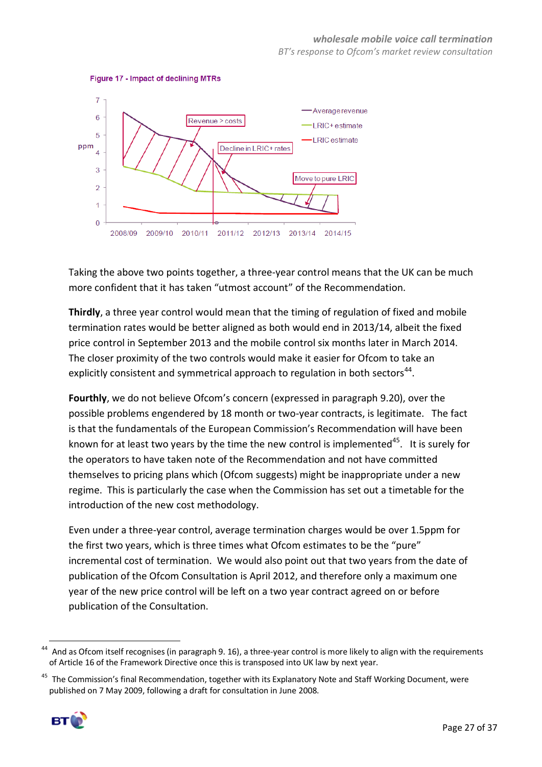Figure 17 - Impact of declining MTRs

Taking the above two points together, a three-year control means that the UK can be much more confident that it has taken "utmost account" of the Recommendation.

**Thirdly**, a three year control would mean that the timing of regulation of fixed and mobile termination rates would be better aligned as both would end in 2013/14, albeit the fixed price control in September 2013 and the mobile control six months later in March 2014. The closer proximity of the two controls would make it easier for Ofcom to take an explicitly consistent and symmetrical approach to regulation in both sectors[44].

**Fourthly**, we do not believe Ofcom's concern (expressed in paragraph 9.20), over the possible problems engendered by 18 month or two-year contracts, is legitimate. The fact is that the fundamentals of the European Commission's Recommendation will have been known for at least two years by the time the new control is implemented[45]. It is surely for the operators to have taken note of the Recommendation and not have committed themselves to pricing plans which (Ofcom suggests) might be inappropriate under a new regime. This is particularly the case when the Commission has set out a timetable for the introduction of the new cost methodology.

Even under a three-year control, average termination charges would be over 1.5ppm for the first two years, which is three times what Ofcom estimates to be the "pure" incremental cost of termination. We would also point out that two years from the date of publication of the Ofcom Consultation is April 2012, and therefore only a maximum one year of the new price control will be left on a two year contract agreed on or before publication of the Consultation.

---

[44] And as Ofcom itself recognises (in paragraph 9. 16), a three-year control is more likely to align with the requirements of Article 16 of the Framework Directive once this is transposed into UK law by next year.

[45] The Commission's final Recommendation, together with its Explanatory Note and Staff Working Document, were published on 7 May 2009, following a draft for consultation in June 2008.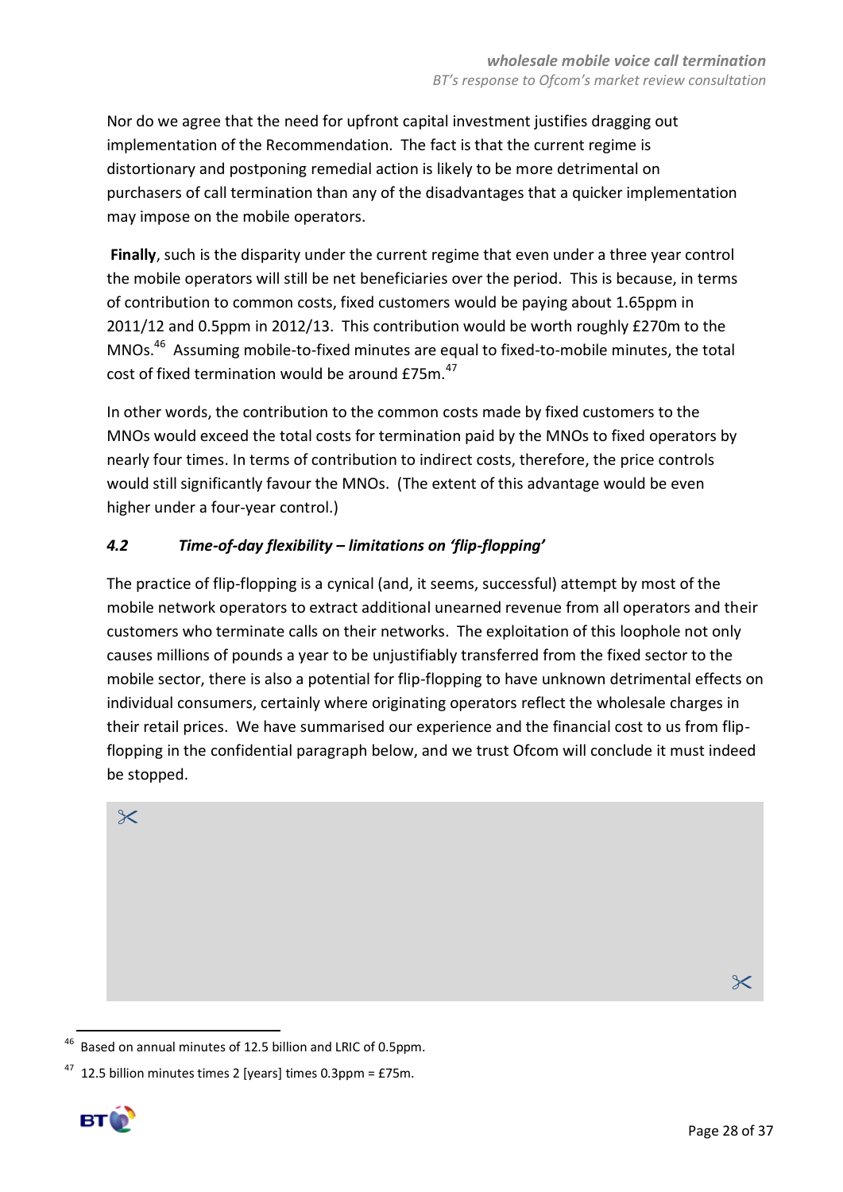Nor do we agree that the need for upfront capital investment justifies dragging out implementation of the Recommendation. The fact is that the current regime is distortionary and postponing remedial action is likely to be more detrimental on purchasers of call termination than any of the disadvantages that a quicker implementation may impose on the mobile operators.

**Finally**, such is the disparity under the current regime that even under a three year control the mobile operators will still be net beneficiaries over the period. This is because, in terms of contribution to common costs, fixed customers would be paying about 1.65ppm in 2011/12 and 0.5ppm in 2012/13. This contribution would be worth roughly £270m to the MNOs.[46] Assuming mobile-to-fixed minutes are equal to fixed-to-mobile minutes, the total cost of fixed termination would be around £75m.[47]

In other words, the contribution to the common costs made by fixed customers to the MNOs would exceed the total costs for termination paid by the MNOs to fixed operators by nearly four times. In terms of contribution to indirect costs, therefore, the price controls would still significantly favour the MNOs. (The extent of this advantage would be even higher under a four-year control.)

### *4.2 Time-of-day flexibility – limitations on 'flip-flopping'*

The practice of flip-flopping is a cynical (and, it seems, successful) attempt by most of the mobile network operators to extract additional unearned revenue from all operators and their customers who terminate calls on their networks. The exploitation of this loophole not only causes millions of pounds a year to be unjustifiably transferred from the fixed sector to the mobile sector, there is also a potential for flip-flopping to have unknown detrimental effects on individual consumers, certainly where originating operators reflect the wholesale charges in their retail prices. We have summarised our experience and the financial cost to us from flip-flopping in the confidential paragraph below, and we trust Ofcom will conclude it must indeed be stopped.

✂

✂

[46] Based on annual minutes of 12.5 billion and LRIC of 0.5ppm.

[47] 12.5 billion minutes times 2 [years] times 0.3ppm = £75m.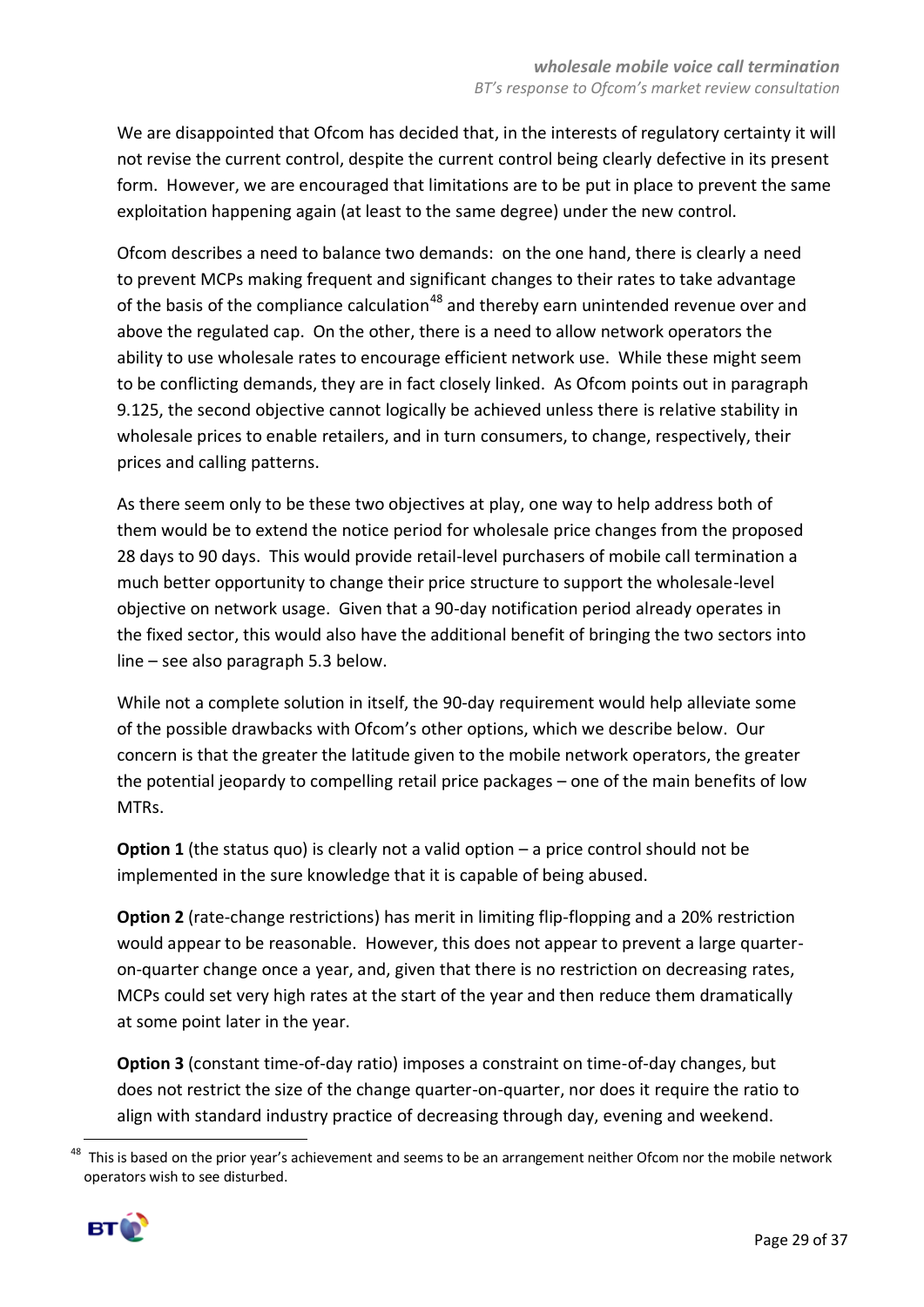We are disappointed that Ofcom has decided that, in the interests of regulatory certainty it will not revise the current control, despite the current control being clearly defective in its present form. However, we are encouraged that limitations are to be put in place to prevent the same exploitation happening again (at least to the same degree) under the new control.

Ofcom describes a need to balance two demands: on the one hand, there is clearly a need to prevent MCPs making frequent and significant changes to their rates to take advantage of the basis of the compliance calculation[48] and thereby earn unintended revenue over and above the regulated cap. On the other, there is a need to allow network operators the ability to use wholesale rates to encourage efficient network use. While these might seem to be conflicting demands, they are in fact closely linked. As Ofcom points out in paragraph 9.125, the second objective cannot logically be achieved unless there is relative stability in wholesale prices to enable retailers, and in turn consumers, to change, respectively, their prices and calling patterns.

As there seem only to be these two objectives at play, one way to help address both of them would be to extend the notice period for wholesale price changes from the proposed 28 days to 90 days. This would provide retail-level purchasers of mobile call termination a much better opportunity to change their price structure to support the wholesale-level objective on network usage. Given that a 90-day notification period already operates in the fixed sector, this would also have the additional benefit of bringing the two sectors into line – see also paragraph 5.3 below.

While not a complete solution in itself, the 90-day requirement would help alleviate some of the possible drawbacks with Ofcom's other options, which we describe below. Our concern is that the greater the latitude given to the mobile network operators, the greater the potential jeopardy to compelling retail price packages – one of the main benefits of low MTRs.

**Option 1** (the status quo) is clearly not a valid option – a price control should not be implemented in the sure knowledge that it is capable of being abused.

**Option 2** (rate-change restrictions) has merit in limiting flip-flopping and a 20% restriction would appear to be reasonable. However, this does not appear to prevent a large quarter-on-quarter change once a year, and, given that there is no restriction on decreasing rates, MCPs could set very high rates at the start of the year and then reduce them dramatically at some point later in the year.

**Option 3** (constant time-of-day ratio) imposes a constraint on time-of-day changes, but does not restrict the size of the change quarter-on-quarter, nor does it require the ratio to align with standard industry practice of decreasing through day, evening and weekend.

[48] This is based on the prior year's achievement and seems to be an arrangement neither Ofcom nor the mobile network operators wish to see disturbed.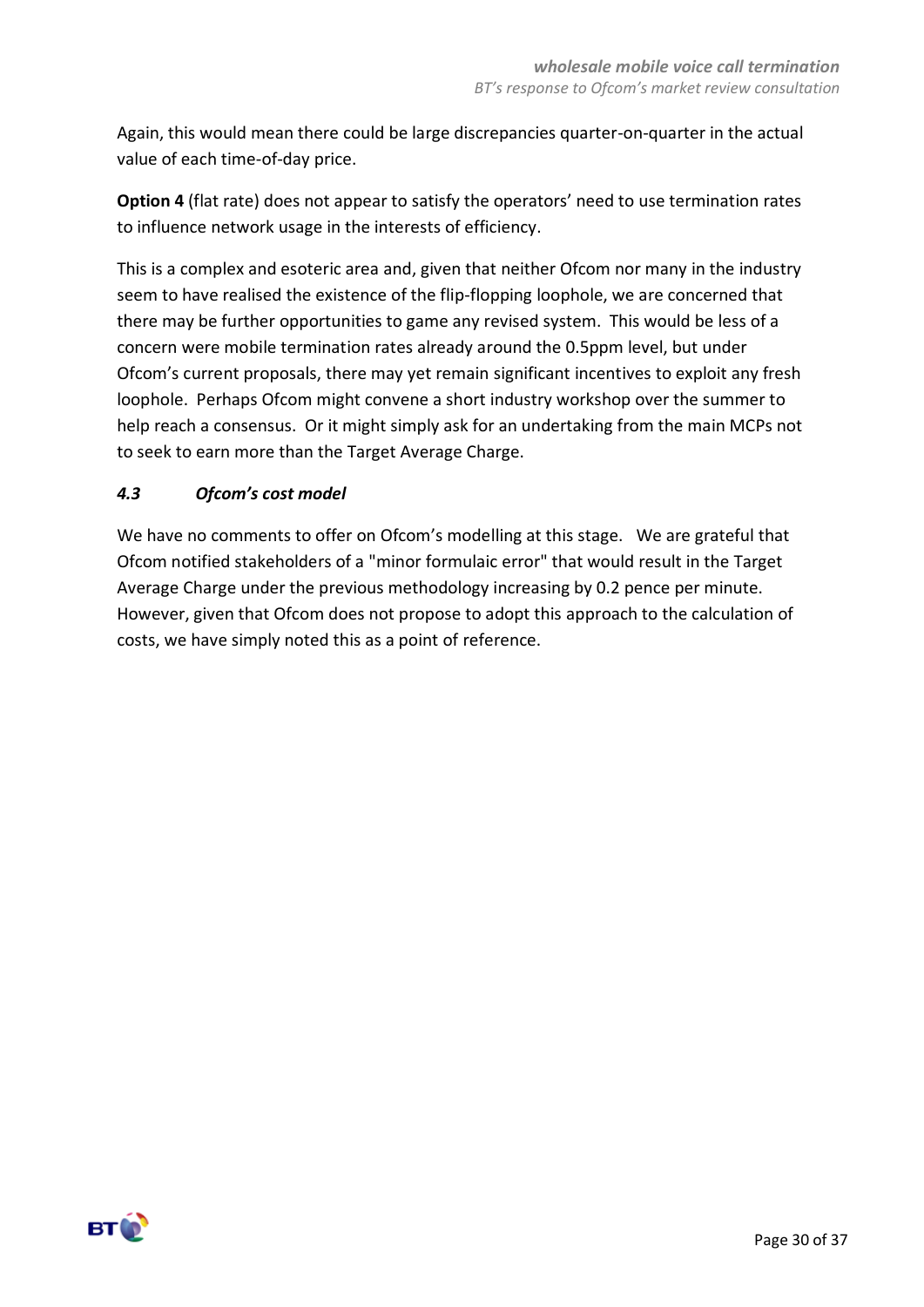Again, this would mean there could be large discrepancies quarter-on-quarter in the actual value of each time-of-day price.

**Option 4** (flat rate) does not appear to satisfy the operators' need to use termination rates to influence network usage in the interests of efficiency.

This is a complex and esoteric area and, given that neither Ofcom nor many in the industry seem to have realised the existence of the flip-flopping loophole, we are concerned that there may be further opportunities to game any revised system. This would be less of a concern were mobile termination rates already around the 0.5ppm level, but under Ofcom's current proposals, there may yet remain significant incentives to exploit any fresh loophole. Perhaps Ofcom might convene a short industry workshop over the summer to help reach a consensus. Or it might simply ask for an undertaking from the main MCPs not to seek to earn more than the Target Average Charge.

### *4.3 Ofcom's cost model*

We have no comments to offer on Ofcom's modelling at this stage. We are grateful that Ofcom notified stakeholders of a "minor formulaic error" that would result in the Target Average Charge under the previous methodology increasing by 0.2 pence per minute. However, given that Ofcom does not propose to adopt this approach to the calculation of costs, we have simply noted this as a point of reference.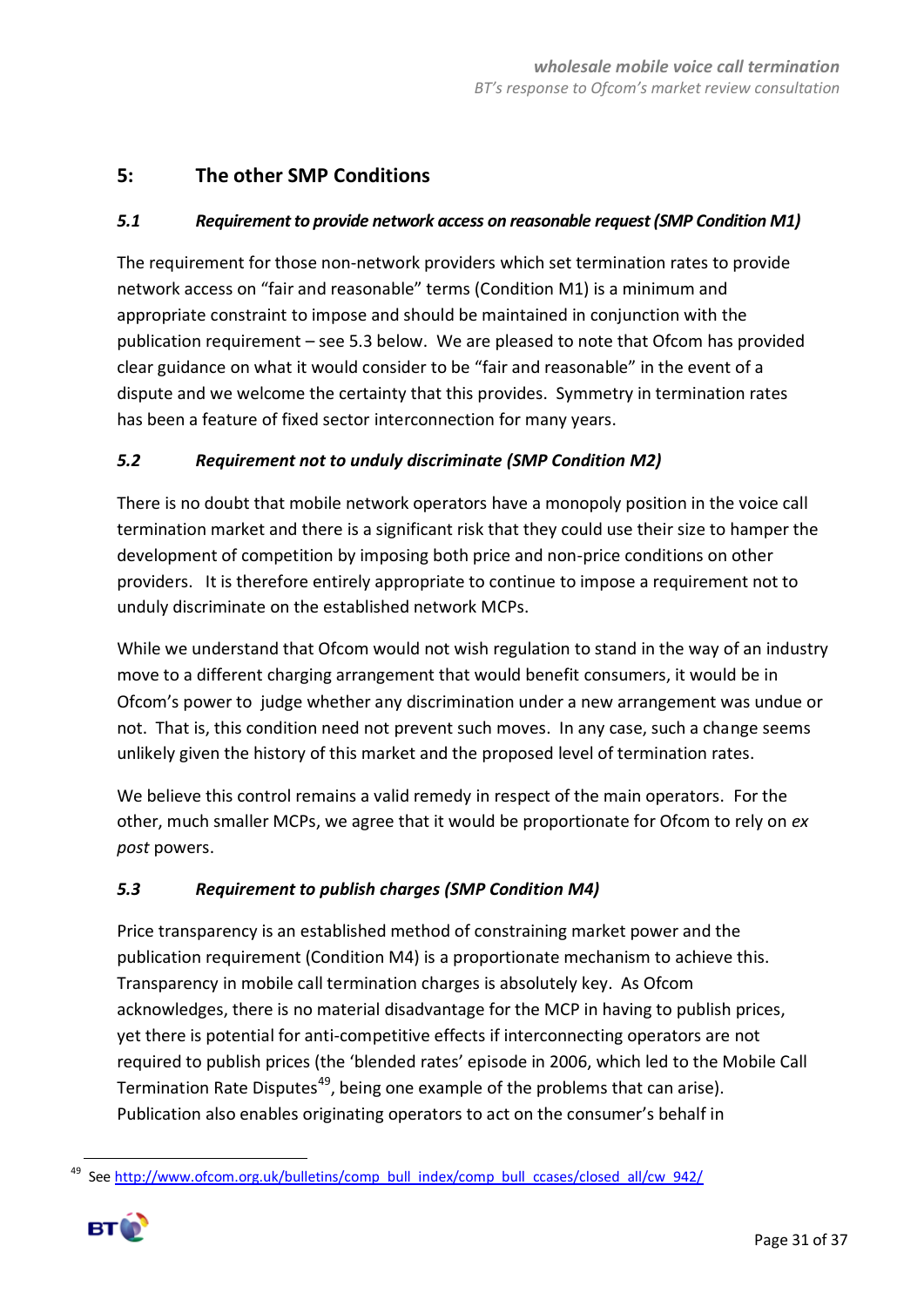## 5: The other SMP Conditions

### *5.1 Requirement to provide network access on reasonable request (SMP Condition M1)*

The requirement for those non-network providers which set termination rates to provide network access on "fair and reasonable" terms (Condition M1) is a minimum and appropriate constraint to impose and should be maintained in conjunction with the publication requirement – see 5.3 below. We are pleased to note that Ofcom has provided clear guidance on what it would consider to be "fair and reasonable" in the event of a dispute and we welcome the certainty that this provides. Symmetry in termination rates has been a feature of fixed sector interconnection for many years.

### *5.2 Requirement not to unduly discriminate (SMP Condition M2)*

There is no doubt that mobile network operators have a monopoly position in the voice call termination market and there is a significant risk that they could use their size to hamper the development of competition by imposing both price and non-price conditions on other providers. It is therefore entirely appropriate to continue to impose a requirement not to unduly discriminate on the established network MCPs.

While we understand that Ofcom would not wish regulation to stand in the way of an industry move to a different charging arrangement that would benefit consumers, it would be in Ofcom's power to judge whether any discrimination under a new arrangement was undue or not. That is, this condition need not prevent such moves. In any case, such a change seems unlikely given the history of this market and the proposed level of termination rates.

We believe this control remains a valid remedy in respect of the main operators. For the other, much smaller MCPs, we agree that it would be proportionate for Ofcom to rely on *ex post* powers.

### *5.3 Requirement to publish charges (SMP Condition M4)*

Price transparency is an established method of constraining market power and the publication requirement (Condition M4) is a proportionate mechanism to achieve this. Transparency in mobile call termination charges is absolutely key. As Ofcom acknowledges, there is no material disadvantage for the MCP in having to publish prices, yet there is potential for anti-competitive effects if interconnecting operators are not required to publish prices (the 'blended rates' episode in 2006, which led to the Mobile Call Termination Rate Disputes[49], being one example of the problems that can arise). Publication also enables originating operators to act on the consumer's behalf in

[49] See http://www.ofcom.org.uk/bulletins/comp_bull_index/comp_bull_ccases/closed_all/cw_942/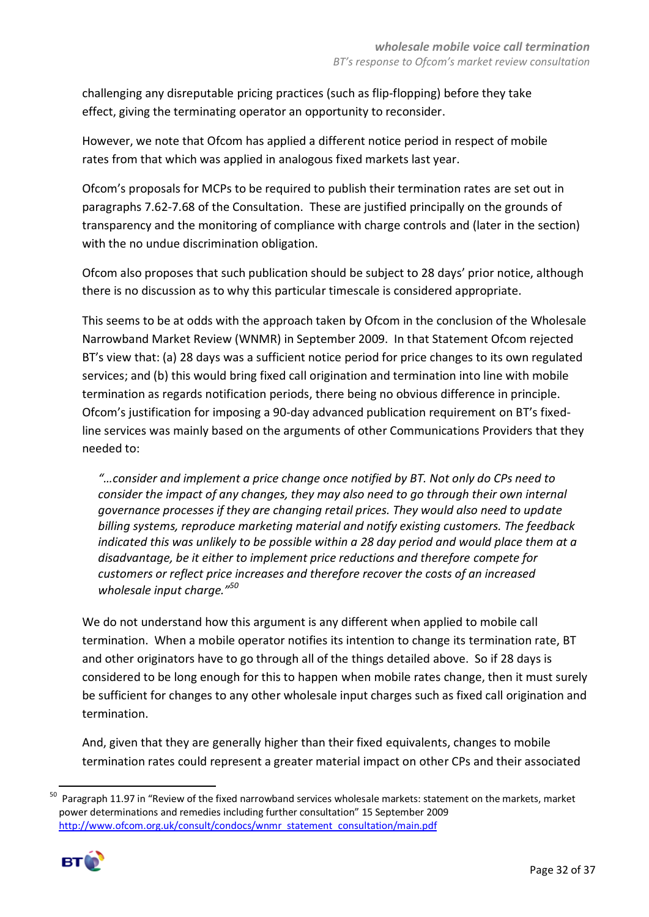challenging any disreputable pricing practices (such as flip-flopping) before they take effect, giving the terminating operator an opportunity to reconsider.

However, we note that Ofcom has applied a different notice period in respect of mobile rates from that which was applied in analogous fixed markets last year.

Ofcom's proposals for MCPs to be required to publish their termination rates are set out in paragraphs 7.62-7.68 of the Consultation. These are justified principally on the grounds of transparency and the monitoring of compliance with charge controls and (later in the section) with the no undue discrimination obligation.

Ofcom also proposes that such publication should be subject to 28 days' prior notice, although there is no discussion as to why this particular timescale is considered appropriate.

This seems to be at odds with the approach taken by Ofcom in the conclusion of the Wholesale Narrowband Market Review (WNMR) in September 2009. In that Statement Ofcom rejected BT's view that: (a) 28 days was a sufficient notice period for price changes to its own regulated services; and (b) this would bring fixed call origination and termination into line with mobile termination as regards notification periods, there being no obvious difference in principle. Ofcom's justification for imposing a 90-day advanced publication requirement on BT's fixed-line services was mainly based on the arguments of other Communications Providers that they needed to:

> *"…consider and implement a price change once notified by BT. Not only do CPs need to consider the impact of any changes, they may also need to go through their own internal governance processes if they are changing retail prices. They would also need to update billing systems, reproduce marketing material and notify existing customers. The feedback indicated this was unlikely to be possible within a 28 day period and would place them at a disadvantage, be it either to implement price reductions and therefore compete for customers or reflect price increases and therefore recover the costs of an increased wholesale input charge."*[50]

We do not understand how this argument is any different when applied to mobile call termination. When a mobile operator notifies its intention to change its termination rate, BT and other originators have to go through all of the things detailed above. So if 28 days is considered to be long enough for this to happen when mobile rates change, then it must surely be sufficient for changes to any other wholesale input charges such as fixed call origination and termination.

And, given that they are generally higher than their fixed equivalents, changes to mobile termination rates could represent a greater material impact on other CPs and their associated

---

[50] Paragraph 11.97 in "Review of the fixed narrowband services wholesale markets: statement on the markets, market power determinations and remedies including further consultation" 15 September 2009 http://www.ofcom.org.uk/consult/condocs/wnmr_statement_consultation/main.pdf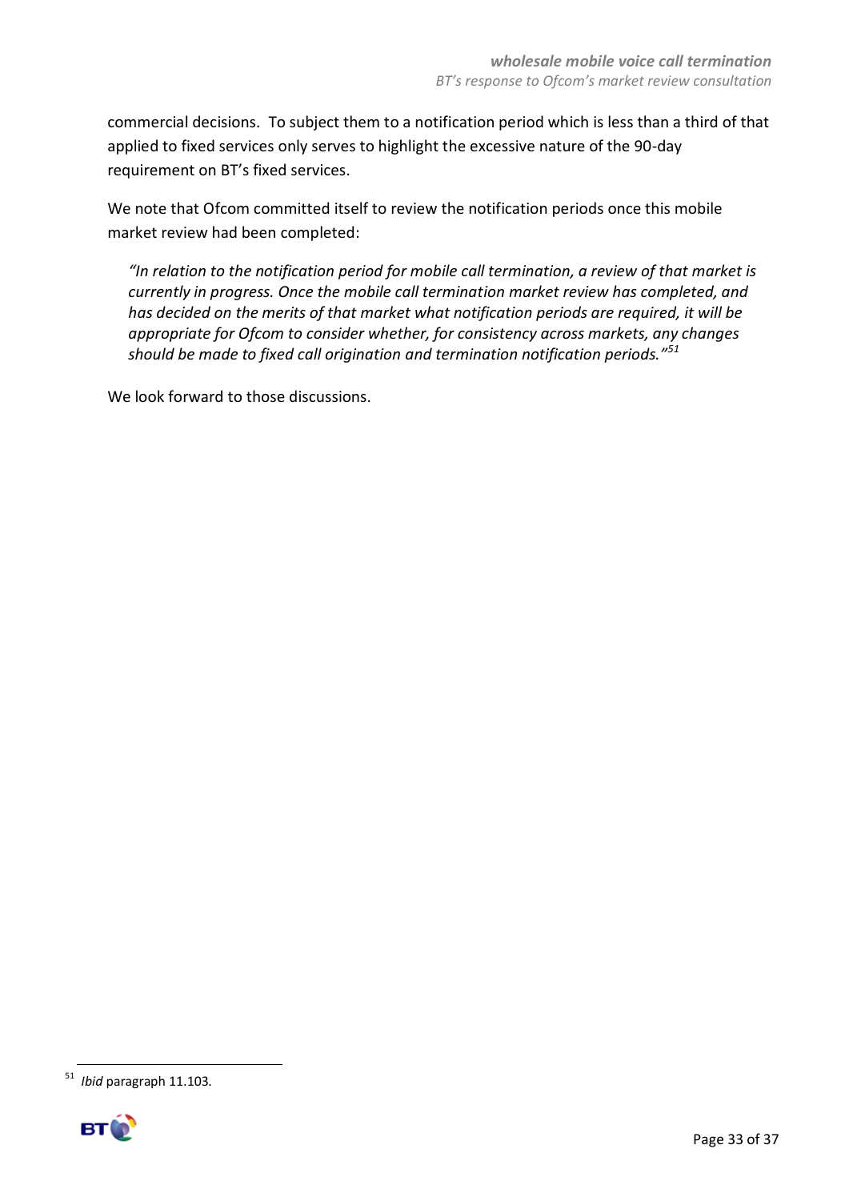commercial decisions. To subject them to a notification period which is less than a third of that applied to fixed services only serves to highlight the excessive nature of the 90-day requirement on BT's fixed services.

We note that Ofcom committed itself to review the notification periods once this mobile market review had been completed:

> *"In relation to the notification period for mobile call termination, a review of that market is currently in progress. Once the mobile call termination market review has completed, and has decided on the merits of that market what notification periods are required, it will be appropriate for Ofcom to consider whether, for consistency across markets, any changes should be made to fixed call origination and termination notification periods."*[51]

We look forward to those discussions.

---

[51] *Ibid* paragraph 11.103.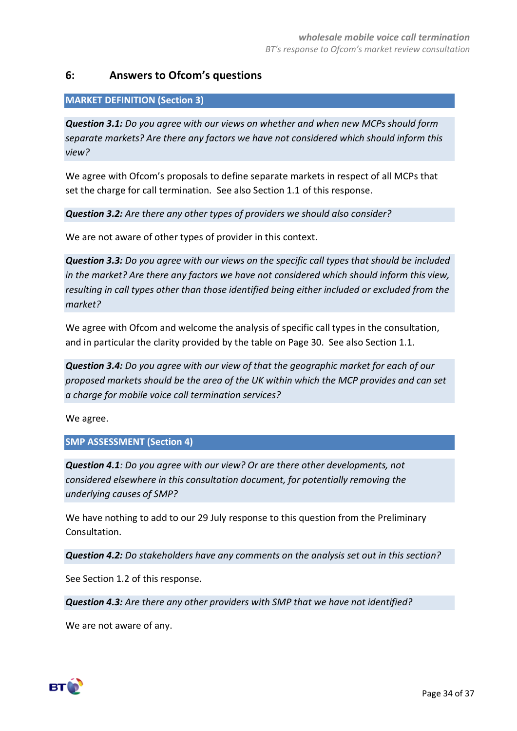## 6: Answers to Ofcom's questions

### MARKET DEFINITION (Section 3)

***Question 3.1:*** *Do you agree with our views on whether and when new MCPs should form separate markets? Are there any factors we have not considered which should inform this view?*

We agree with Ofcom's proposals to define separate markets in respect of all MCPs that set the charge for call termination. See also Section 1.1 of this response.

***Question 3.2:*** *Are there any other types of providers we should also consider?*

We are not aware of other types of provider in this context.

***Question 3.3:*** *Do you agree with our views on the specific call types that should be included in the market? Are there any factors we have not considered which should inform this view, resulting in call types other than those identified being either included or excluded from the market?*

We agree with Ofcom and welcome the analysis of specific call types in the consultation, and in particular the clarity provided by the table on Page 30. See also Section 1.1.

***Question 3.4:*** *Do you agree with our view of that the geographic market for each of our proposed markets should be the area of the UK within which the MCP provides and can set a charge for mobile voice call termination services?*

We agree.

### SMP ASSESSMENT (Section 4)

***Question 4.1****: Do you agree with our view? Or are there other developments, not considered elsewhere in this consultation document, for potentially removing the underlying causes of SMP?*

We have nothing to add to our 29 July response to this question from the Preliminary Consultation.

***Question 4.2:*** *Do stakeholders have any comments on the analysis set out in this section?*

See Section 1.2 of this response.

***Question 4.3:*** *Are there any other providers with SMP that we have not identified?*

We are not aware of any.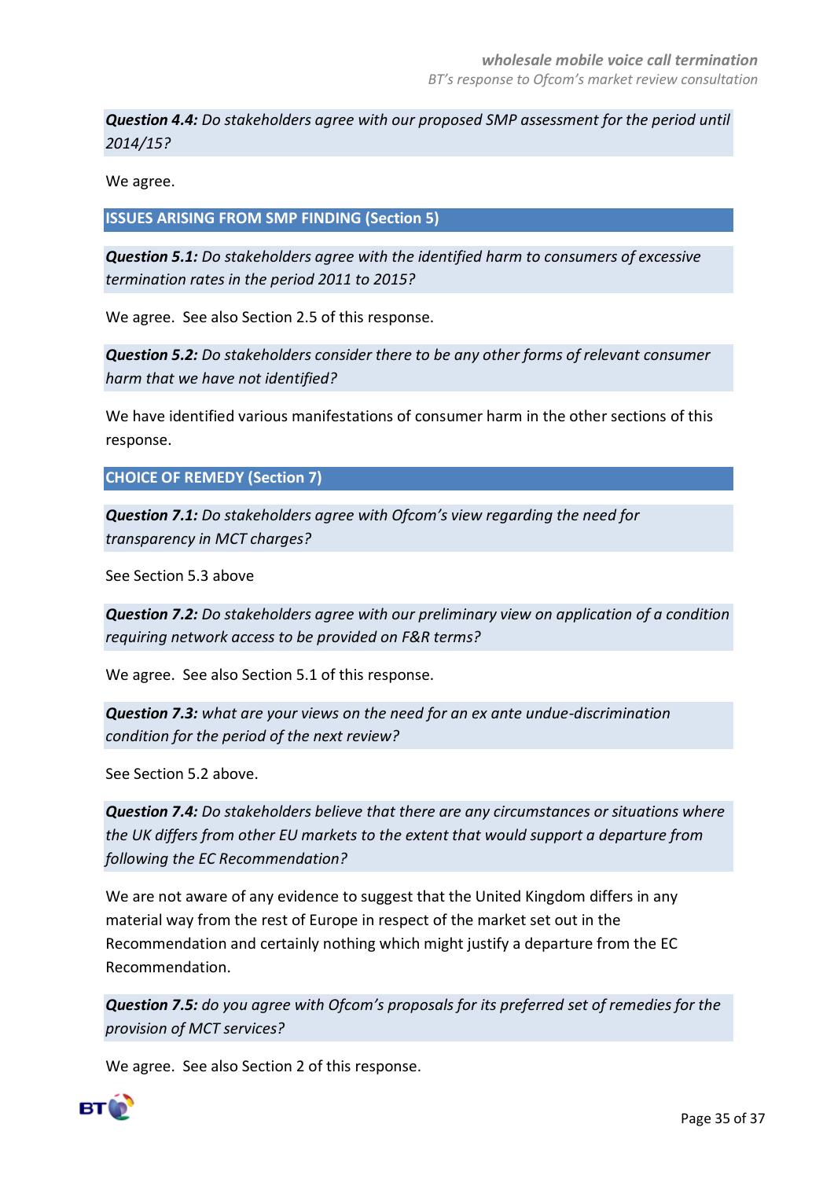***Question 4.4:*** *Do stakeholders agree with our proposed SMP assessment for the period until 2014/15?*

We agree.

## ISSUES ARISING FROM SMP FINDING (Section 5)

***Question 5.1:*** *Do stakeholders agree with the identified harm to consumers of excessive termination rates in the period 2011 to 2015?*

We agree. See also Section 2.5 of this response.

***Question 5.2:*** *Do stakeholders consider there to be any other forms of relevant consumer harm that we have not identified?*

We have identified various manifestations of consumer harm in the other sections of this response.

## CHOICE OF REMEDY (Section 7)

***Question 7.1:*** *Do stakeholders agree with Ofcom's view regarding the need for transparency in MCT charges?*

See Section 5.3 above

***Question 7.2:*** *Do stakeholders agree with our preliminary view on application of a condition requiring network access to be provided on F&R terms?*

We agree. See also Section 5.1 of this response.

***Question 7.3:*** *what are your views on the need for an ex ante undue-discrimination condition for the period of the next review?*

See Section 5.2 above.

***Question 7.4:*** *Do stakeholders believe that there are any circumstances or situations where the UK differs from other EU markets to the extent that would support a departure from following the EC Recommendation?*

We are not aware of any evidence to suggest that the United Kingdom differs in any material way from the rest of Europe in respect of the market set out in the Recommendation and certainly nothing which might justify a departure from the EC Recommendation.

***Question 7.5:*** *do you agree with Ofcom's proposals for its preferred set of remedies for the provision of MCT services?*

We agree. See also Section 2 of this response.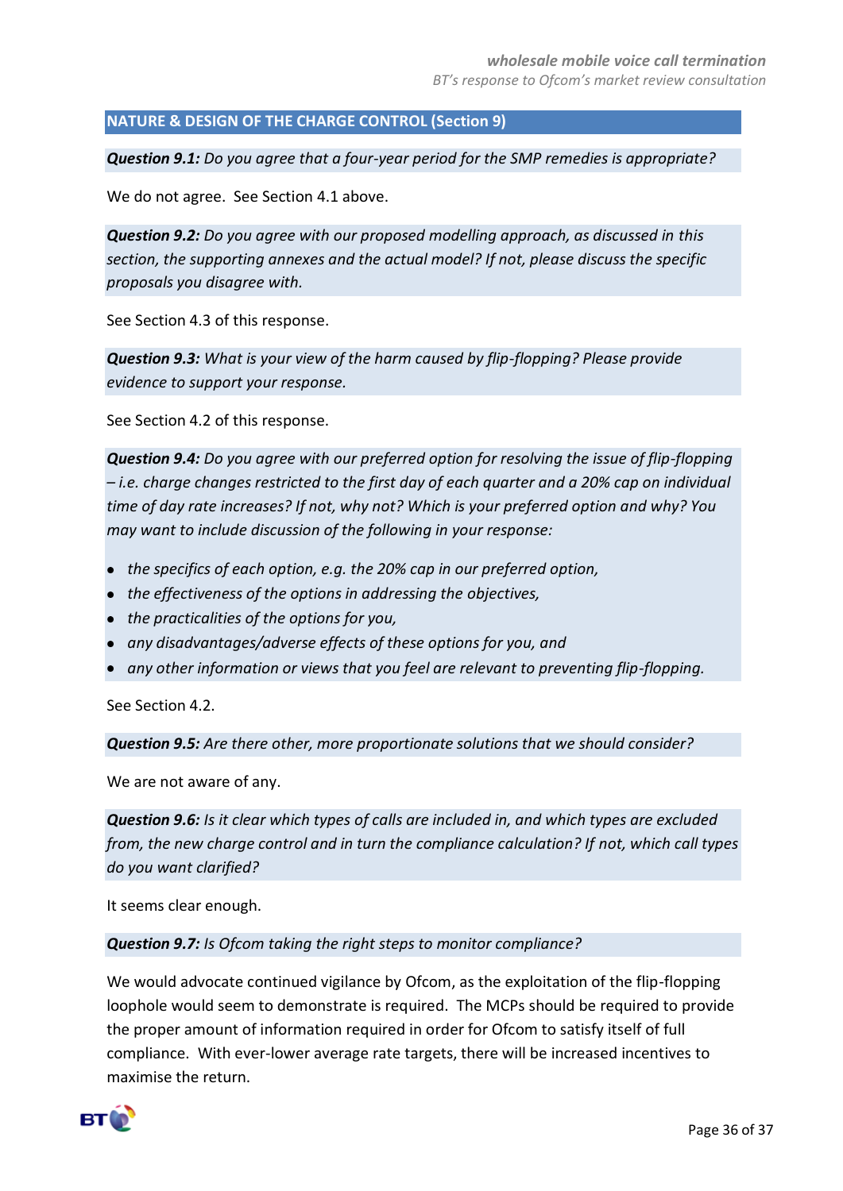## NATURE & DESIGN OF THE CHARGE CONTROL (Section 9)

***Question 9.1:*** *Do you agree that a four-year period for the SMP remedies is appropriate?*

We do not agree. See Section 4.1 above.

***Question 9.2:*** *Do you agree with our proposed modelling approach, as discussed in this section, the supporting annexes and the actual model? If not, please discuss the specific proposals you disagree with.*

See Section 4.3 of this response.

***Question 9.3:*** *What is your view of the harm caused by flip-flopping? Please provide evidence to support your response.*

See Section 4.2 of this response.

***Question 9.4:*** *Do you agree with our preferred option for resolving the issue of flip-flopping – i.e. charge changes restricted to the first day of each quarter and a 20% cap on individual time of day rate increases? If not, why not? Which is your preferred option and why? You may want to include discussion of the following in your response:*

- *the specifics of each option, e.g. the 20% cap in our preferred option,*
- *the effectiveness of the options in addressing the objectives,*
- *the practicalities of the options for you,*
- *any disadvantages/adverse effects of these options for you, and*
- *any other information or views that you feel are relevant to preventing flip-flopping.*

See Section 4.2.

***Question 9.5:*** *Are there other, more proportionate solutions that we should consider?*

We are not aware of any.

***Question 9.6:*** *Is it clear which types of calls are included in, and which types are excluded from, the new charge control and in turn the compliance calculation? If not, which call types do you want clarified?*

It seems clear enough.

***Question 9.7:*** *Is Ofcom taking the right steps to monitor compliance?*

We would advocate continued vigilance by Ofcom, as the exploitation of the flip-flopping loophole would seem to demonstrate is required. The MCPs should be required to provide the proper amount of information required in order for Ofcom to satisfy itself of full compliance. With ever-lower average rate targets, there will be increased incentives to maximise the return.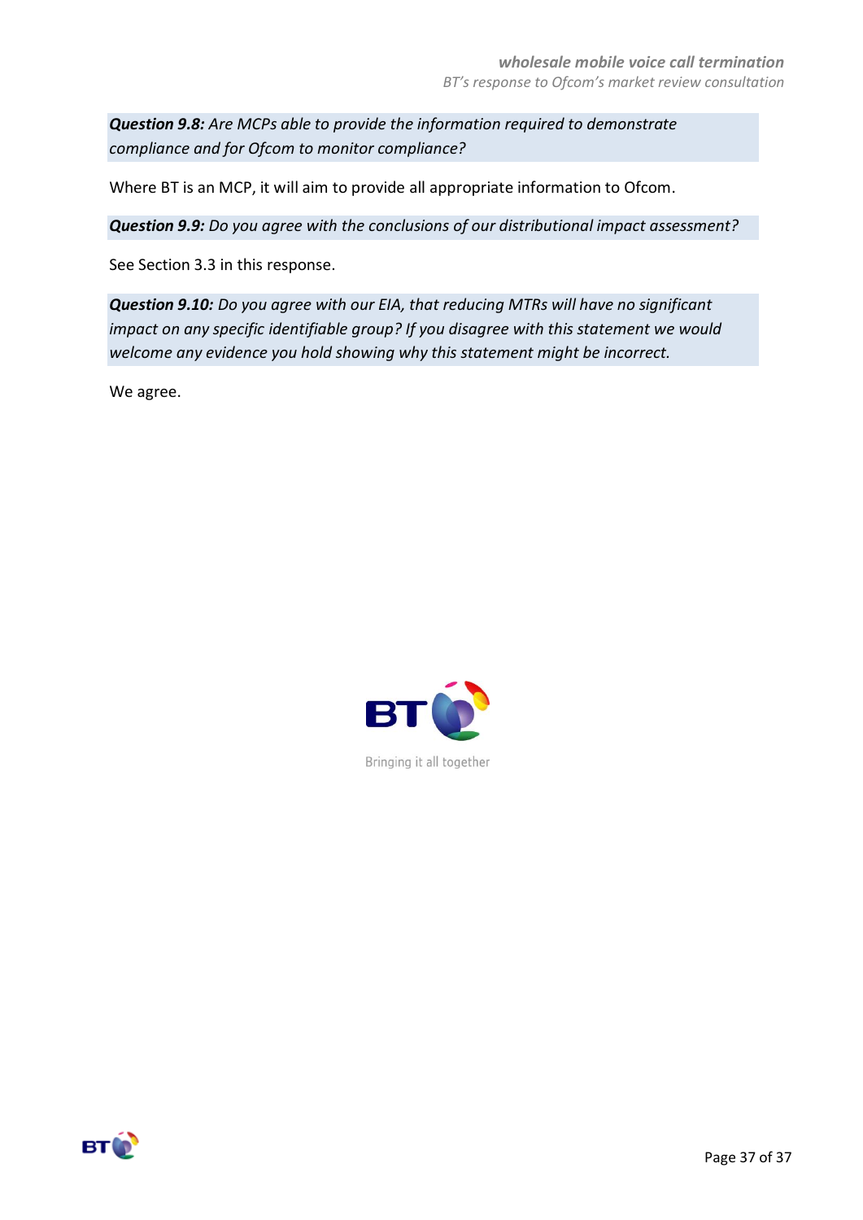***Question 9.8:*** *Are MCPs able to provide the information required to demonstrate compliance and for Ofcom to monitor compliance?*

Where BT is an MCP, it will aim to provide all appropriate information to Ofcom.

***Question 9.9:*** *Do you agree with the conclusions of our distributional impact assessment?*

See Section 3.3 in this response.

***Question 9.10:*** *Do you agree with our EIA, that reducing MTRs will have no significant impact on any specific identifiable group? If you disagree with this statement we would welcome any evidence you hold showing why this statement might be incorrect.*

We agree.

BT

Bringing it all together